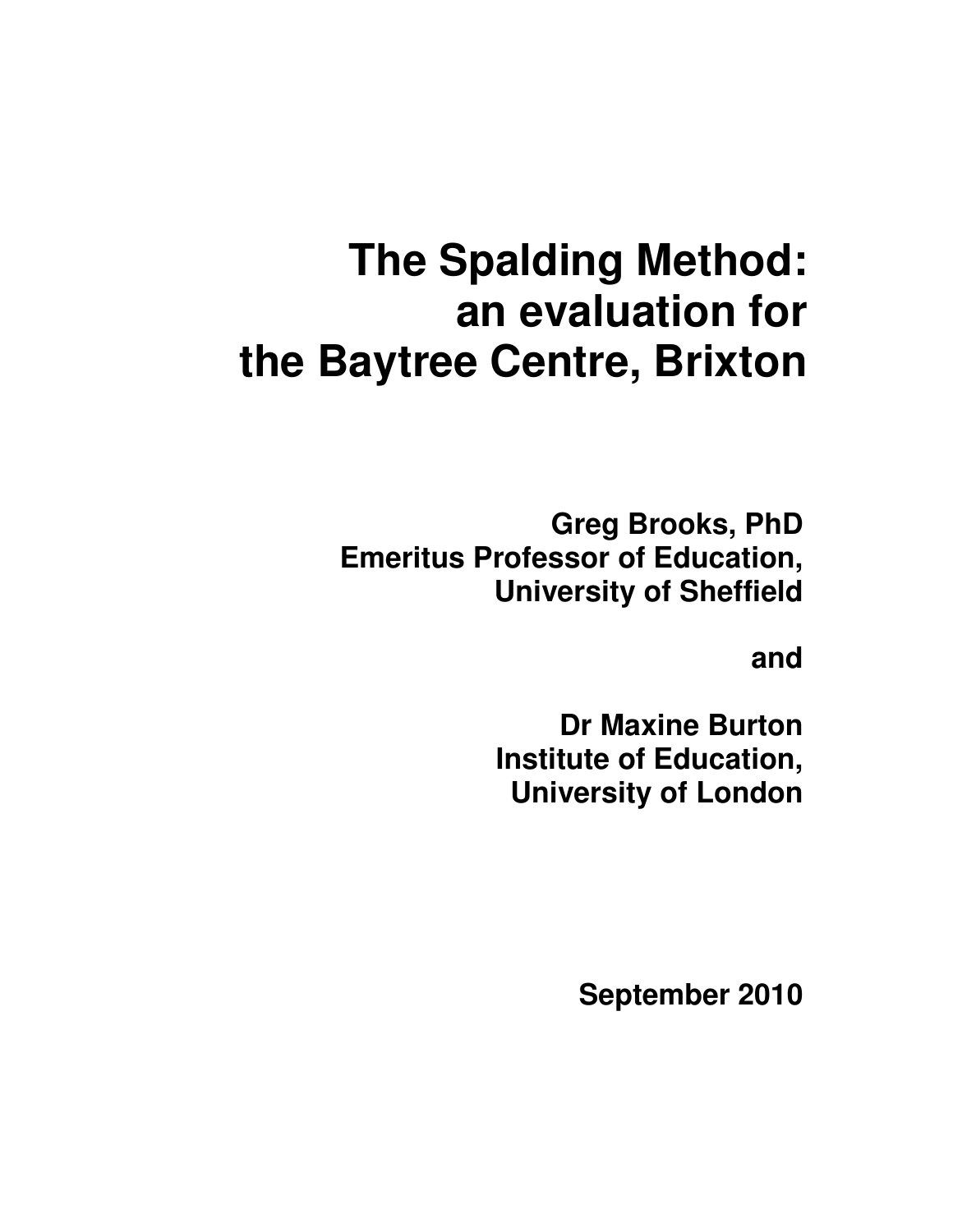# The Spalding Method: an evaluation for the Baytree Centre, Brixton

**Greg Brooks, PhD**
**Emeritus Professor of Education,**
**University of Sheffield**

**and**

**Dr Maxine Burton**
**Institute of Education,**
**University of London**

**September 2010**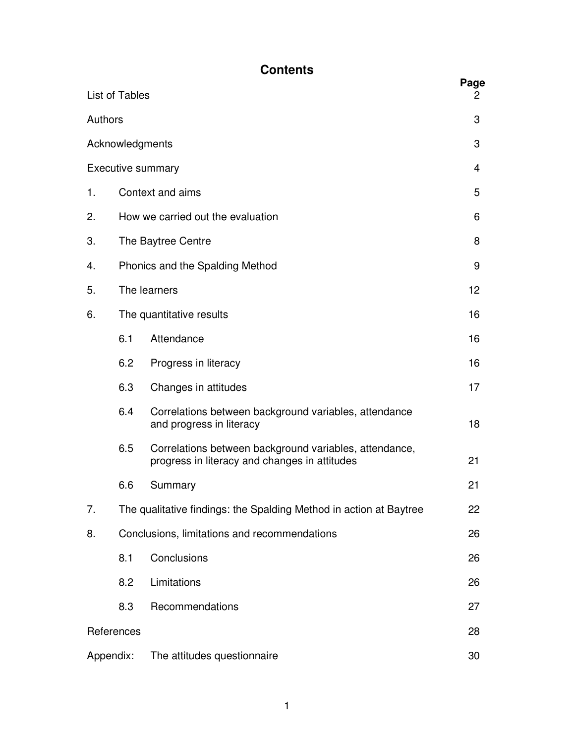# Contents

| | | | Page |
|---|---|---|---|
| List of Tables | | | 2 |
| Authors | | | 3 |
| Acknowledgments | | | 3 |
| Executive summary | | | 4 |
| 1. | Context and aims | | 5 |
| 2. | How we carried out the evaluation | | 6 |
| 3. | The Baytree Centre | | 8 |
| 4. | Phonics and the Spalding Method | | 9 |
| 5. | The learners | | 12 |
| 6. | The quantitative results | | 16 |
| | 6.1 | Attendance | 16 |
| | 6.2 | Progress in literacy | 16 |
| | 6.3 | Changes in attitudes | 17 |
| | 6.4 | Correlations between background variables, attendance and progress in literacy | 18 |
| | 6.5 | Correlations between background variables, attendance, progress in literacy and changes in attitudes | 21 |
| | 6.6 | Summary | 21 |
| 7. | The qualitative findings: the Spalding Method in action at Baytree | | 22 |
| 8. | Conclusions, limitations and recommendations | | 26 |
| | 8.1 | Conclusions | 26 |
| | 8.2 | Limitations | 26 |
| | 8.3 | Recommendations | 27 |
| References | | | 28 |
| Appendix: | The attitudes questionnaire | | 30 |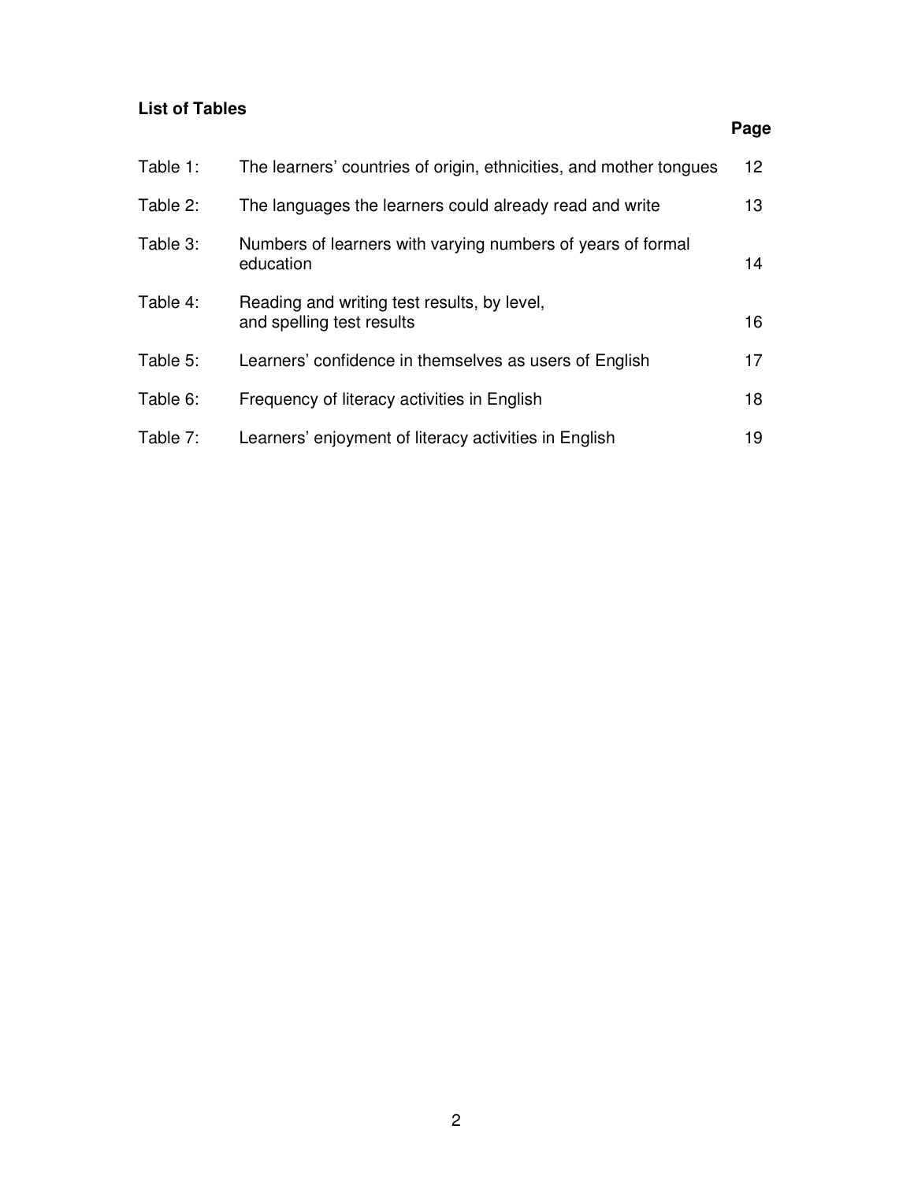## List of Tables

| | | Page |
|---|---|---|
| Table 1: | The learners' countries of origin, ethnicities, and mother tongues | 12 |
| Table 2: | The languages the learners could already read and write | 13 |
| Table 3: | Numbers of learners with varying numbers of years of formal education | 14 |
| Table 4: | Reading and writing test results, by level, and spelling test results | 16 |
| Table 5: | Learners' confidence in themselves as users of English | 17 |
| Table 6: | Frequency of literacy activities in English | 18 |
| Table 7: | Learners' enjoyment of literacy activities in English | 19 |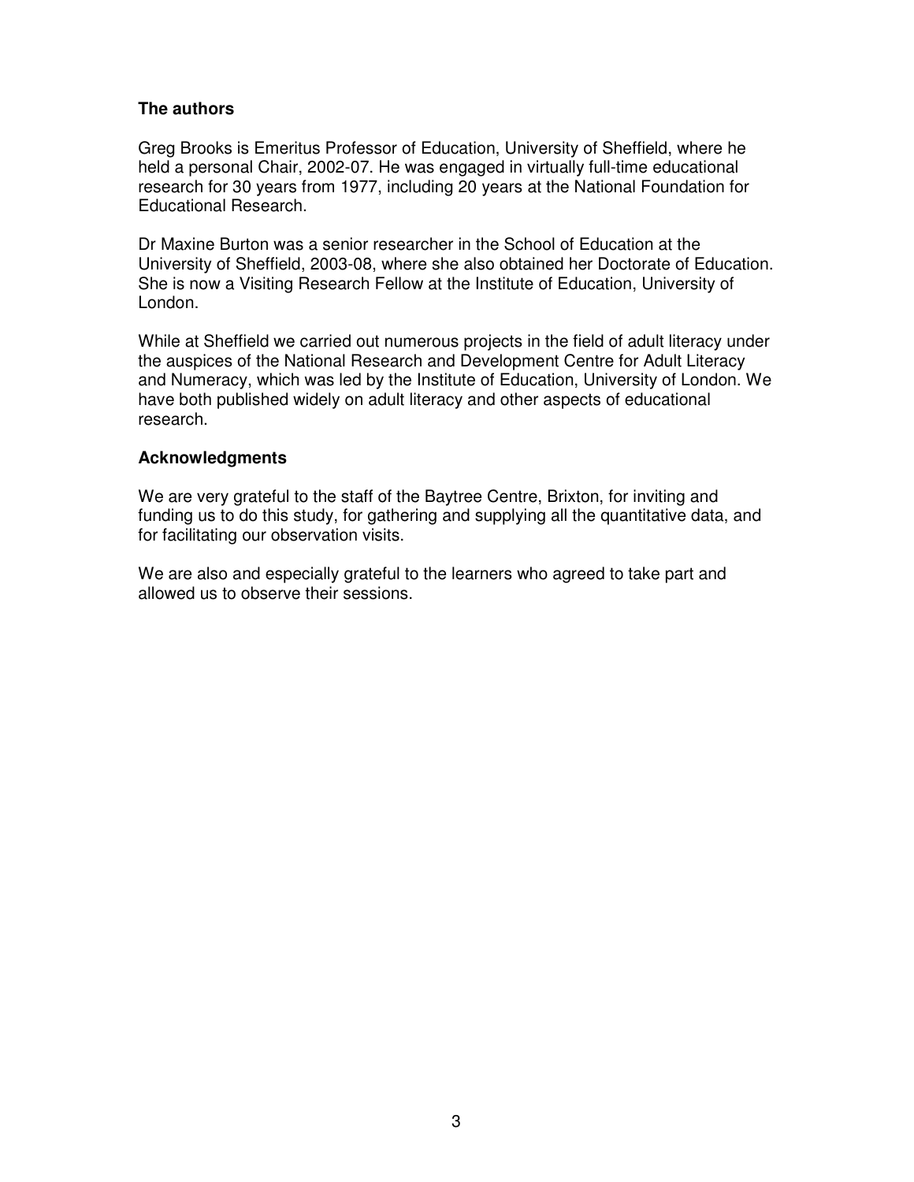## The authors

Greg Brooks is Emeritus Professor of Education, University of Sheffield, where he held a personal Chair, 2002-07. He was engaged in virtually full-time educational research for 30 years from 1977, including 20 years at the National Foundation for Educational Research.

Dr Maxine Burton was a senior researcher in the School of Education at the University of Sheffield, 2003-08, where she also obtained her Doctorate of Education. She is now a Visiting Research Fellow at the Institute of Education, University of London.

While at Sheffield we carried out numerous projects in the field of adult literacy under the auspices of the National Research and Development Centre for Adult Literacy and Numeracy, which was led by the Institute of Education, University of London. We have both published widely on adult literacy and other aspects of educational research.

## Acknowledgments

We are very grateful to the staff of the Baytree Centre, Brixton, for inviting and funding us to do this study, for gathering and supplying all the quantitative data, and for facilitating our observation visits.

We are also and especially grateful to the learners who agreed to take part and allowed us to observe their sessions.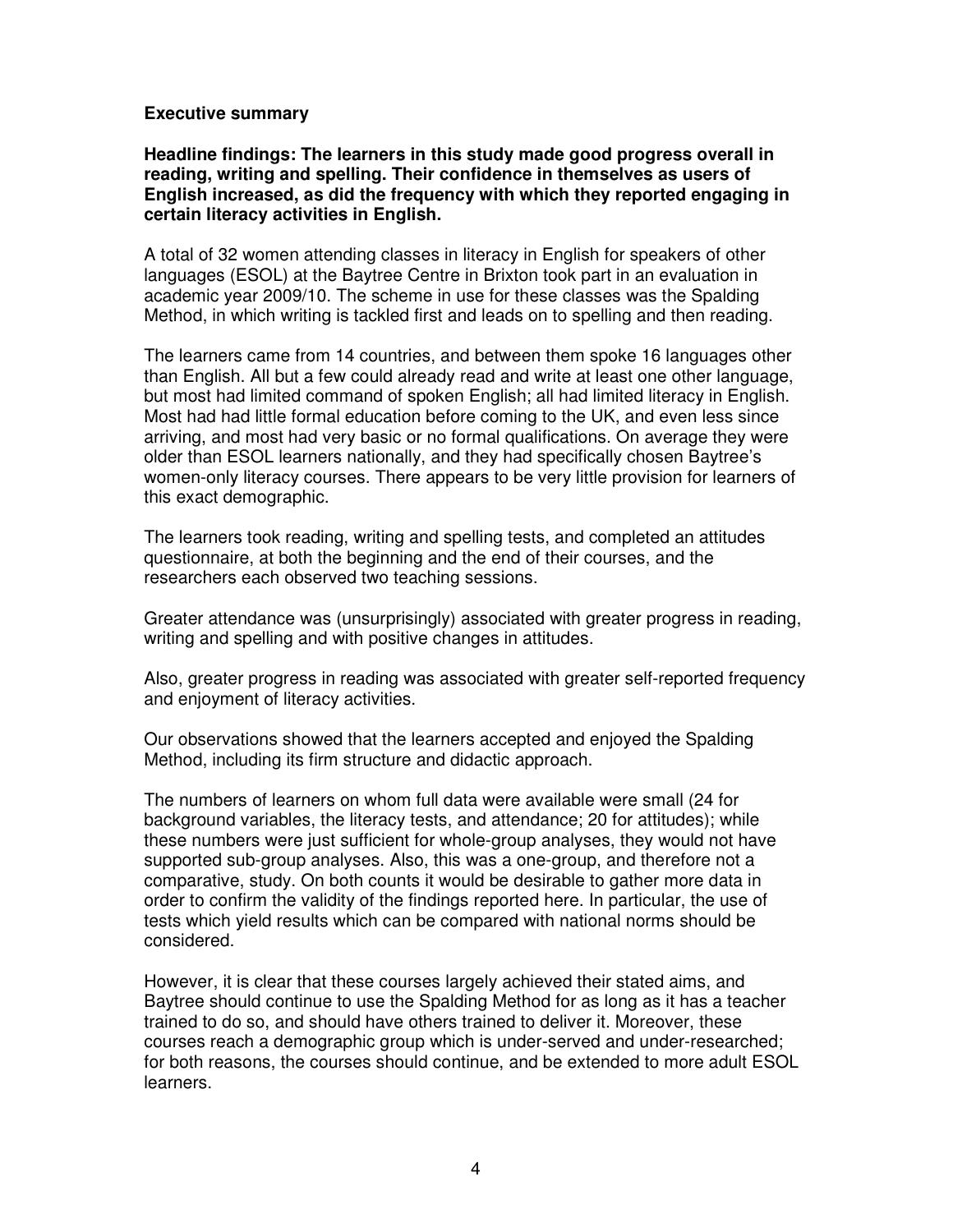## Executive summary

**Headline findings: The learners in this study made good progress overall in reading, writing and spelling. Their confidence in themselves as users of English increased, as did the frequency with which they reported engaging in certain literacy activities in English.**

A total of 32 women attending classes in literacy in English for speakers of other languages (ESOL) at the Baytree Centre in Brixton took part in an evaluation in academic year 2009/10. The scheme in use for these classes was the Spalding Method, in which writing is tackled first and leads on to spelling and then reading.

The learners came from 14 countries, and between them spoke 16 languages other than English. All but a few could already read and write at least one other language, but most had limited command of spoken English; all had limited literacy in English. Most had had little formal education before coming to the UK, and even less since arriving, and most had very basic or no formal qualifications. On average they were older than ESOL learners nationally, and they had specifically chosen Baytree's women-only literacy courses. There appears to be very little provision for learners of this exact demographic.

The learners took reading, writing and spelling tests, and completed an attitudes questionnaire, at both the beginning and the end of their courses, and the researchers each observed two teaching sessions.

Greater attendance was (unsurprisingly) associated with greater progress in reading, writing and spelling and with positive changes in attitudes.

Also, greater progress in reading was associated with greater self-reported frequency and enjoyment of literacy activities.

Our observations showed that the learners accepted and enjoyed the Spalding Method, including its firm structure and didactic approach.

The numbers of learners on whom full data were available were small (24 for background variables, the literacy tests, and attendance; 20 for attitudes); while these numbers were just sufficient for whole-group analyses, they would not have supported sub-group analyses. Also, this was a one-group, and therefore not a comparative, study. On both counts it would be desirable to gather more data in order to confirm the validity of the findings reported here. In particular, the use of tests which yield results which can be compared with national norms should be considered.

However, it is clear that these courses largely achieved their stated aims, and Baytree should continue to use the Spalding Method for as long as it has a teacher trained to do so, and should have others trained to deliver it. Moreover, these courses reach a demographic group which is under-served and under-researched; for both reasons, the courses should continue, and be extended to more adult ESOL learners.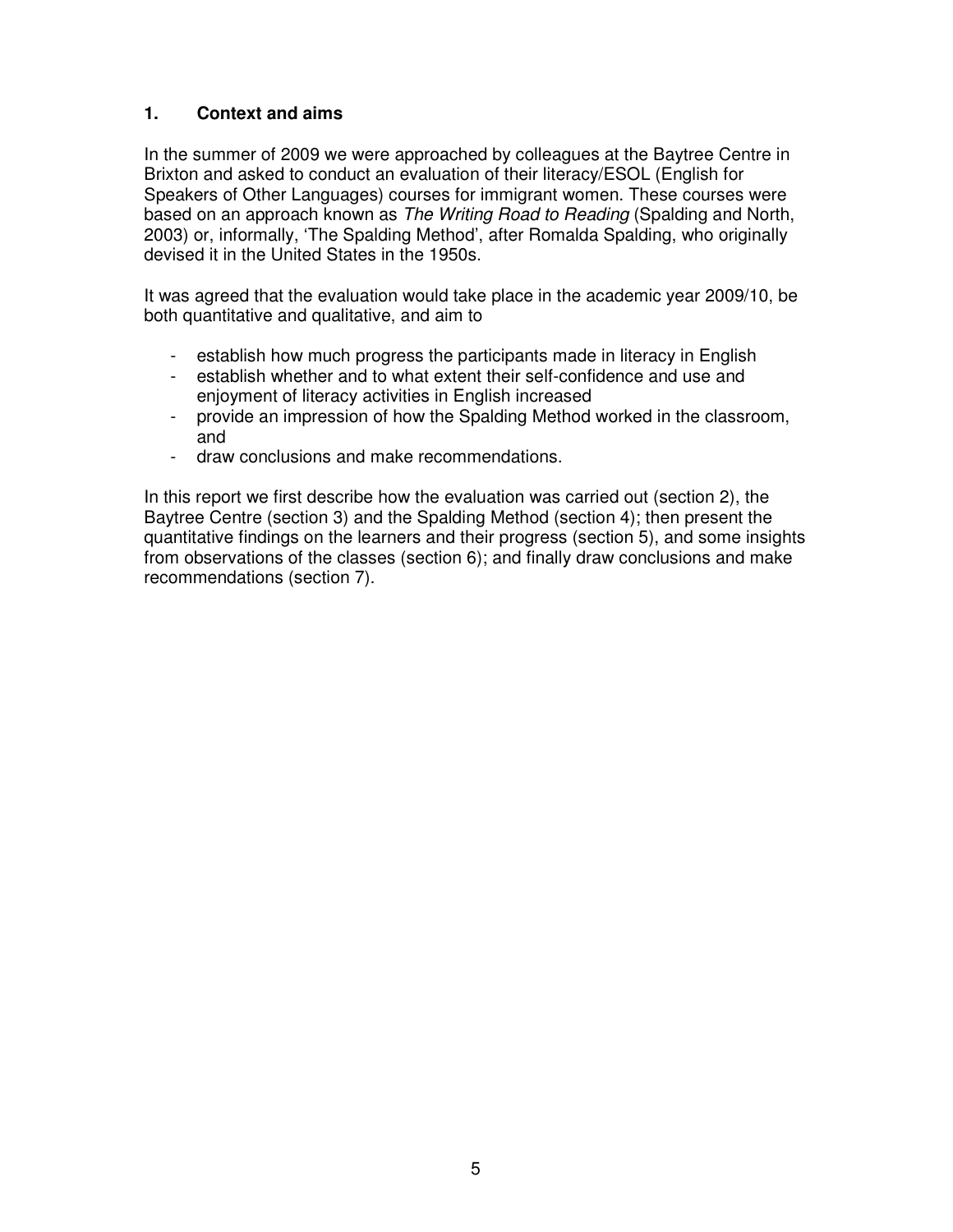## 1. Context and aims

In the summer of 2009 we were approached by colleagues at the Baytree Centre in Brixton and asked to conduct an evaluation of their literacy/ESOL (English for Speakers of Other Languages) courses for immigrant women. These courses were based on an approach known as *The Writing Road to Reading* (Spalding and North, 2003) or, informally, 'The Spalding Method', after Romalda Spalding, who originally devised it in the United States in the 1950s.

It was agreed that the evaluation would take place in the academic year 2009/10, be both quantitative and qualitative, and aim to

- establish how much progress the participants made in literacy in English
- establish whether and to what extent their self-confidence and use and enjoyment of literacy activities in English increased
- provide an impression of how the Spalding Method worked in the classroom, and
- draw conclusions and make recommendations.

In this report we first describe how the evaluation was carried out (section 2), the Baytree Centre (section 3) and the Spalding Method (section 4); then present the quantitative findings on the learners and their progress (section 5), and some insights from observations of the classes (section 6); and finally draw conclusions and make recommendations (section 7).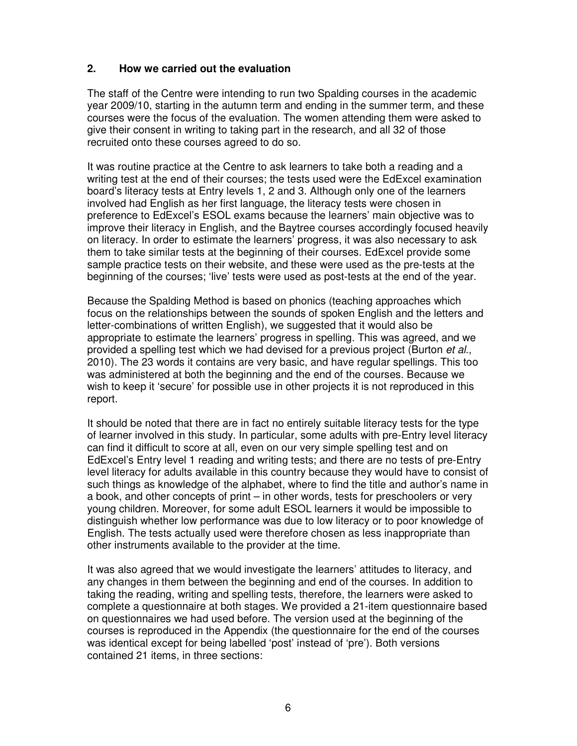## 2. How we carried out the evaluation

The staff of the Centre were intending to run two Spalding courses in the academic year 2009/10, starting in the autumn term and ending in the summer term, and these courses were the focus of the evaluation. The women attending them were asked to give their consent in writing to taking part in the research, and all 32 of those recruited onto these courses agreed to do so.

It was routine practice at the Centre to ask learners to take both a reading and a writing test at the end of their courses; the tests used were the EdExcel examination board's literacy tests at Entry levels 1, 2 and 3. Although only one of the learners involved had English as her first language, the literacy tests were chosen in preference to EdExcel's ESOL exams because the learners' main objective was to improve their literacy in English, and the Baytree courses accordingly focused heavily on literacy. In order to estimate the learners' progress, it was also necessary to ask them to take similar tests at the beginning of their courses. EdExcel provide some sample practice tests on their website, and these were used as the pre-tests at the beginning of the courses; 'live' tests were used as post-tests at the end of the year.

Because the Spalding Method is based on phonics (teaching approaches which focus on the relationships between the sounds of spoken English and the letters and letter-combinations of written English), we suggested that it would also be appropriate to estimate the learners' progress in spelling. This was agreed, and we provided a spelling test which we had devised for a previous project (Burton *et al.*, 2010). The 23 words it contains are very basic, and have regular spellings. This too was administered at both the beginning and the end of the courses. Because we wish to keep it 'secure' for possible use in other projects it is not reproduced in this report.

It should be noted that there are in fact no entirely suitable literacy tests for the type of learner involved in this study. In particular, some adults with pre-Entry level literacy can find it difficult to score at all, even on our very simple spelling test and on EdExcel's Entry level 1 reading and writing tests; and there are no tests of pre-Entry level literacy for adults available in this country because they would have to consist of such things as knowledge of the alphabet, where to find the title and author's name in a book, and other concepts of print – in other words, tests for preschoolers or very young children. Moreover, for some adult ESOL learners it would be impossible to distinguish whether low performance was due to low literacy or to poor knowledge of English. The tests actually used were therefore chosen as less inappropriate than other instruments available to the provider at the time.

It was also agreed that we would investigate the learners' attitudes to literacy, and any changes in them between the beginning and end of the courses. In addition to taking the reading, writing and spelling tests, therefore, the learners were asked to complete a questionnaire at both stages. We provided a 21-item questionnaire based on questionnaires we had used before. The version used at the beginning of the courses is reproduced in the Appendix (the questionnaire for the end of the courses was identical except for being labelled 'post' instead of 'pre'). Both versions contained 21 items, in three sections: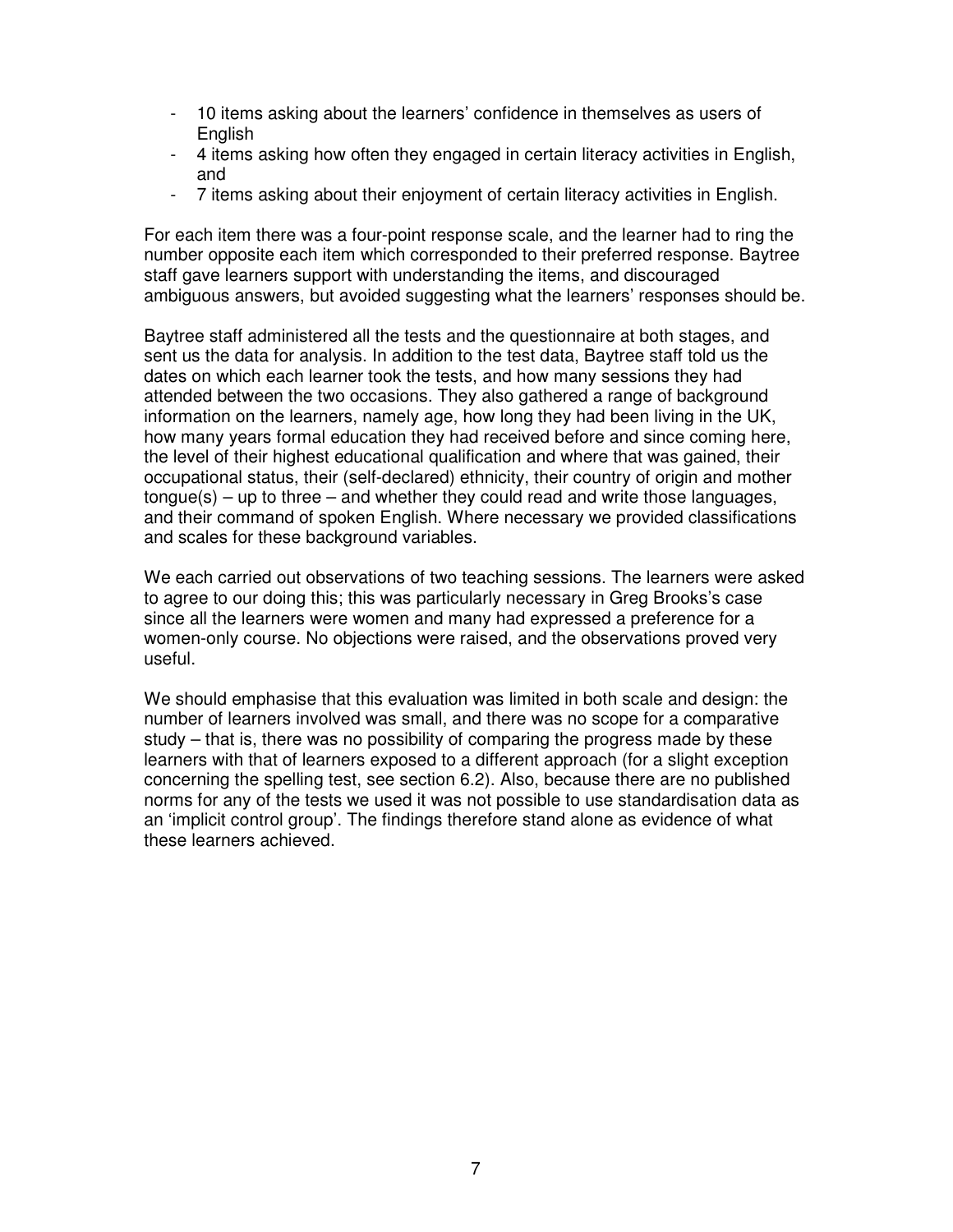- 10 items asking about the learners' confidence in themselves as users of English
- 4 items asking how often they engaged in certain literacy activities in English, and
- 7 items asking about their enjoyment of certain literacy activities in English.

For each item there was a four-point response scale, and the learner had to ring the number opposite each item which corresponded to their preferred response. Baytree staff gave learners support with understanding the items, and discouraged ambiguous answers, but avoided suggesting what the learners' responses should be.

Baytree staff administered all the tests and the questionnaire at both stages, and sent us the data for analysis. In addition to the test data, Baytree staff told us the dates on which each learner took the tests, and how many sessions they had attended between the two occasions. They also gathered a range of background information on the learners, namely age, how long they had been living in the UK, how many years formal education they had received before and since coming here, the level of their highest educational qualification and where that was gained, their occupational status, their (self-declared) ethnicity, their country of origin and mother tongue(s) – up to three – and whether they could read and write those languages, and their command of spoken English. Where necessary we provided classifications and scales for these background variables.

We each carried out observations of two teaching sessions. The learners were asked to agree to our doing this; this was particularly necessary in Greg Brooks's case since all the learners were women and many had expressed a preference for a women-only course. No objections were raised, and the observations proved very useful.

We should emphasise that this evaluation was limited in both scale and design: the number of learners involved was small, and there was no scope for a comparative study – that is, there was no possibility of comparing the progress made by these learners with that of learners exposed to a different approach (for a slight exception concerning the spelling test, see section 6.2). Also, because there are no published norms for any of the tests we used it was not possible to use standardisation data as an 'implicit control group'. The findings therefore stand alone as evidence of what these learners achieved.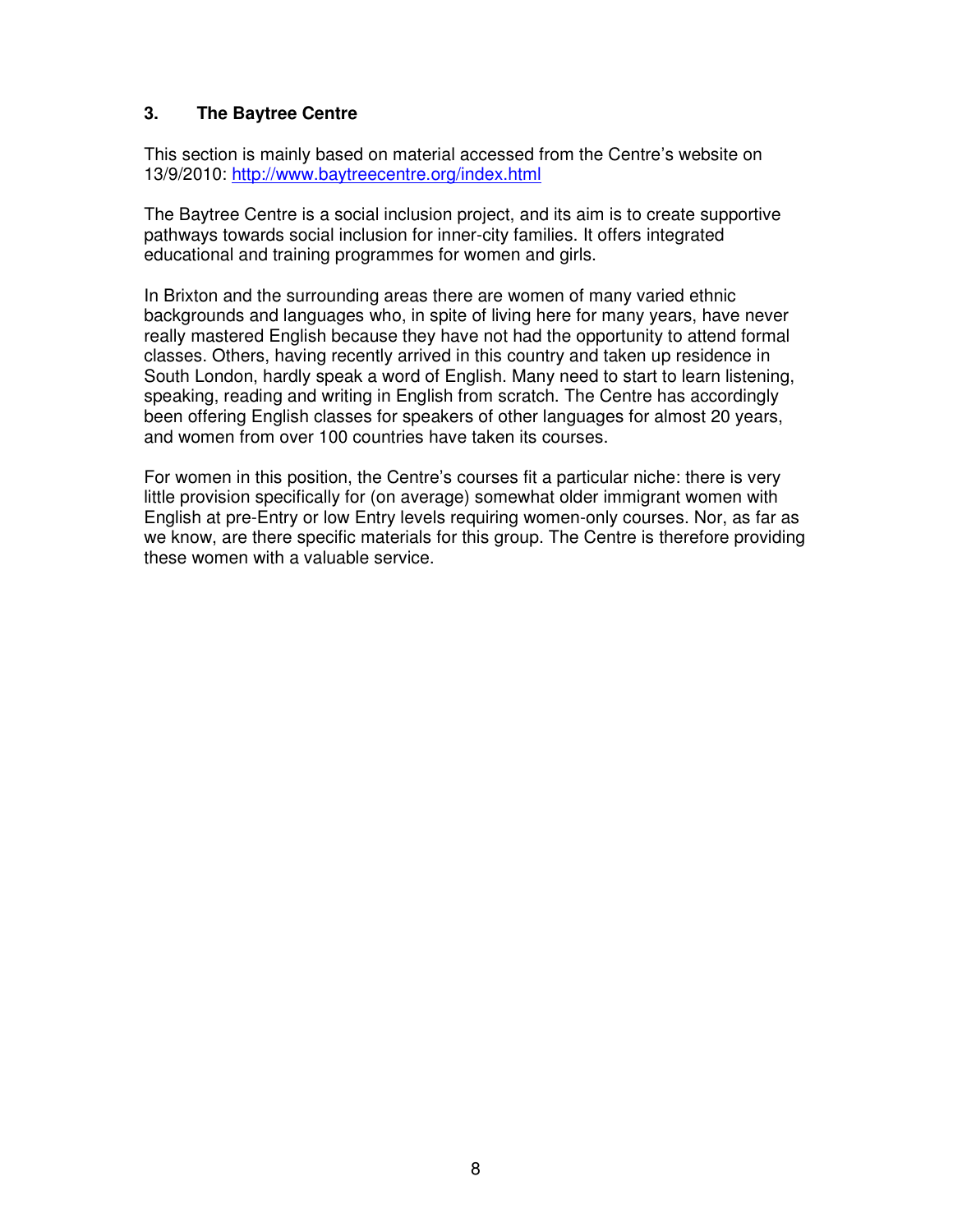## 3. The Baytree Centre

This section is mainly based on material accessed from the Centre's website on 13/9/2010: http://www.baytreecentre.org/index.html

The Baytree Centre is a social inclusion project, and its aim is to create supportive pathways towards social inclusion for inner-city families. It offers integrated educational and training programmes for women and girls.

In Brixton and the surrounding areas there are women of many varied ethnic backgrounds and languages who, in spite of living here for many years, have never really mastered English because they have not had the opportunity to attend formal classes. Others, having recently arrived in this country and taken up residence in South London, hardly speak a word of English. Many need to start to learn listening, speaking, reading and writing in English from scratch. The Centre has accordingly been offering English classes for speakers of other languages for almost 20 years, and women from over 100 countries have taken its courses.

For women in this position, the Centre's courses fit a particular niche: there is very little provision specifically for (on average) somewhat older immigrant women with English at pre-Entry or low Entry levels requiring women-only courses. Nor, as far as we know, are there specific materials for this group. The Centre is therefore providing these women with a valuable service.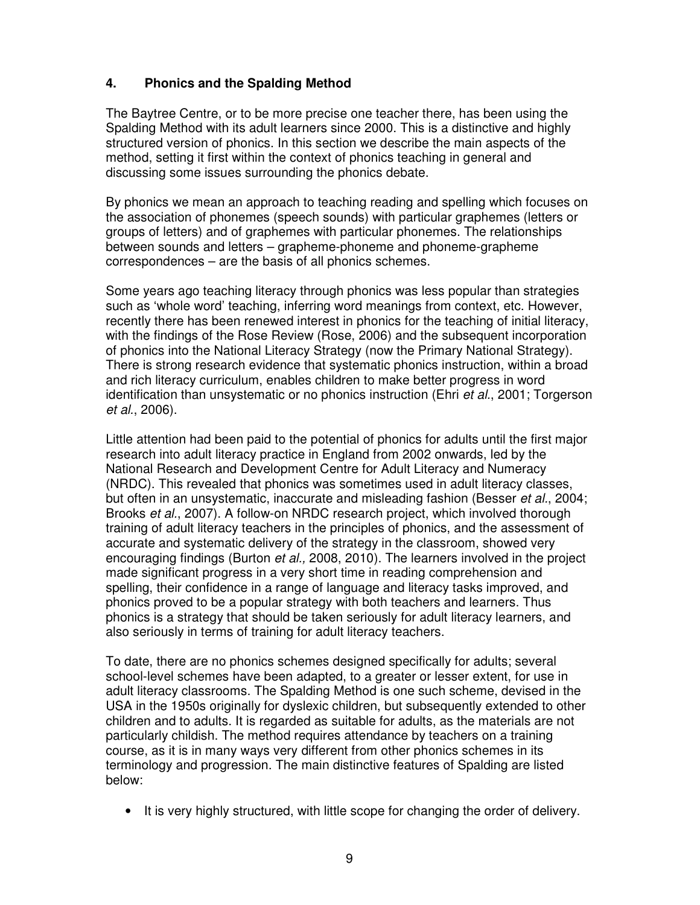## 4. Phonics and the Spalding Method

The Baytree Centre, or to be more precise one teacher there, has been using the Spalding Method with its adult learners since 2000. This is a distinctive and highly structured version of phonics. In this section we describe the main aspects of the method, setting it first within the context of phonics teaching in general and discussing some issues surrounding the phonics debate.

By phonics we mean an approach to teaching reading and spelling which focuses on the association of phonemes (speech sounds) with particular graphemes (letters or groups of letters) and of graphemes with particular phonemes. The relationships between sounds and letters – grapheme-phoneme and phoneme-grapheme correspondences – are the basis of all phonics schemes.

Some years ago teaching literacy through phonics was less popular than strategies such as 'whole word' teaching, inferring word meanings from context, etc. However, recently there has been renewed interest in phonics for the teaching of initial literacy, with the findings of the Rose Review (Rose, 2006) and the subsequent incorporation of phonics into the National Literacy Strategy (now the Primary National Strategy). There is strong research evidence that systematic phonics instruction, within a broad and rich literacy curriculum, enables children to make better progress in word identification than unsystematic or no phonics instruction (Ehri *et al*., 2001; Torgerson *et al*., 2006).

Little attention had been paid to the potential of phonics for adults until the first major research into adult literacy practice in England from 2002 onwards, led by the National Research and Development Centre for Adult Literacy and Numeracy (NRDC). This revealed that phonics was sometimes used in adult literacy classes, but often in an unsystematic, inaccurate and misleading fashion (Besser *et al*., 2004; Brooks *et al*., 2007). A follow-on NRDC research project, which involved thorough training of adult literacy teachers in the principles of phonics, and the assessment of accurate and systematic delivery of the strategy in the classroom, showed very encouraging findings (Burton *et al.,* 2008, 2010). The learners involved in the project made significant progress in a very short time in reading comprehension and spelling, their confidence in a range of language and literacy tasks improved, and phonics proved to be a popular strategy with both teachers and learners. Thus phonics is a strategy that should be taken seriously for adult literacy learners, and also seriously in terms of training for adult literacy teachers.

To date, there are no phonics schemes designed specifically for adults; several school-level schemes have been adapted, to a greater or lesser extent, for use in adult literacy classrooms. The Spalding Method is one such scheme, devised in the USA in the 1950s originally for dyslexic children, but subsequently extended to other children and to adults. It is regarded as suitable for adults, as the materials are not particularly childish. The method requires attendance by teachers on a training course, as it is in many ways very different from other phonics schemes in its terminology and progression. The main distinctive features of Spalding are listed below:

- It is very highly structured, with little scope for changing the order of delivery.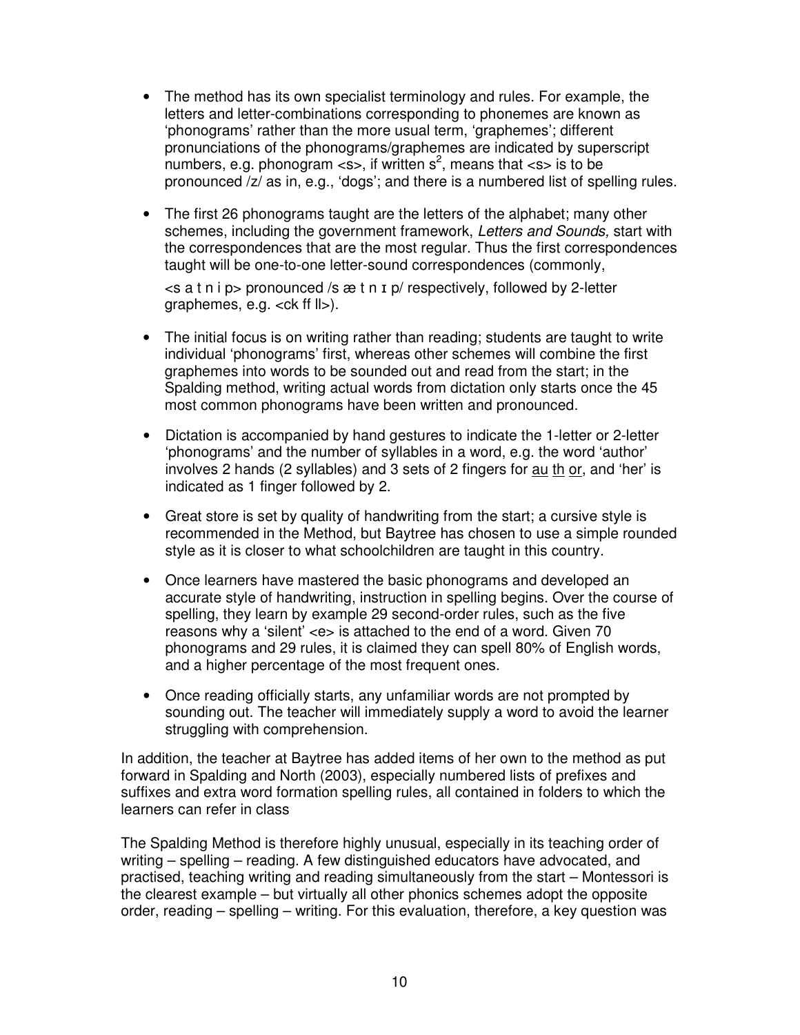- The method has its own specialist terminology and rules. For example, the letters and letter-combinations corresponding to phonemes are known as 'phonograms' rather than the more usual term, 'graphemes'; different pronunciations of the phonograms/graphemes are indicated by superscript numbers, e.g. phonogram <s>, if written $s^2$, means that <s> is to be pronounced /z/ as in, e.g., 'dogs'; and there is a numbered list of spelling rules.

- The first 26 phonograms taught are the letters of the alphabet; many other schemes, including the government framework, *Letters and Sounds,* start with the correspondences that are the most regular. Thus the first correspondences taught will be one-to-one letter-sound correspondences (commonly,

  <s a t n i p> pronounced /s æ t n ɪ p/ respectively, followed by 2-letter graphemes, e.g. <ck ff ll>).

- The initial focus is on writing rather than reading; students are taught to write individual 'phonograms' first, whereas other schemes will combine the first graphemes into words to be sounded out and read from the start; in the Spalding method, writing actual words from dictation only starts once the 45 most common phonograms have been written and pronounced.

- Dictation is accompanied by hand gestures to indicate the 1-letter or 2-letter 'phonograms' and the number of syllables in a word, e.g. the word 'author' involves 2 hands (2 syllables) and 3 sets of 2 fingers for <u>au</u> <u>th</u> <u>or</u>, and 'her' is indicated as 1 finger followed by 2.

- Great store is set by quality of handwriting from the start; a cursive style is recommended in the Method, but Baytree has chosen to use a simple rounded style as it is closer to what schoolchildren are taught in this country.

- Once learners have mastered the basic phonograms and developed an accurate style of handwriting, instruction in spelling begins. Over the course of spelling, they learn by example 29 second-order rules, such as the five reasons why a 'silent' <e> is attached to the end of a word. Given 70 phonograms and 29 rules, it is claimed they can spell 80% of English words, and a higher percentage of the most frequent ones.

- Once reading officially starts, any unfamiliar words are not prompted by sounding out. The teacher will immediately supply a word to avoid the learner struggling with comprehension.

In addition, the teacher at Baytree has added items of her own to the method as put forward in Spalding and North (2003), especially numbered lists of prefixes and suffixes and extra word formation spelling rules, all contained in folders to which the learners can refer in class

The Spalding Method is therefore highly unusual, especially in its teaching order of writing – spelling – reading. A few distinguished educators have advocated, and practised, teaching writing and reading simultaneously from the start – Montessori is the clearest example – but virtually all other phonics schemes adopt the opposite order, reading – spelling – writing. For this evaluation, therefore, a key question was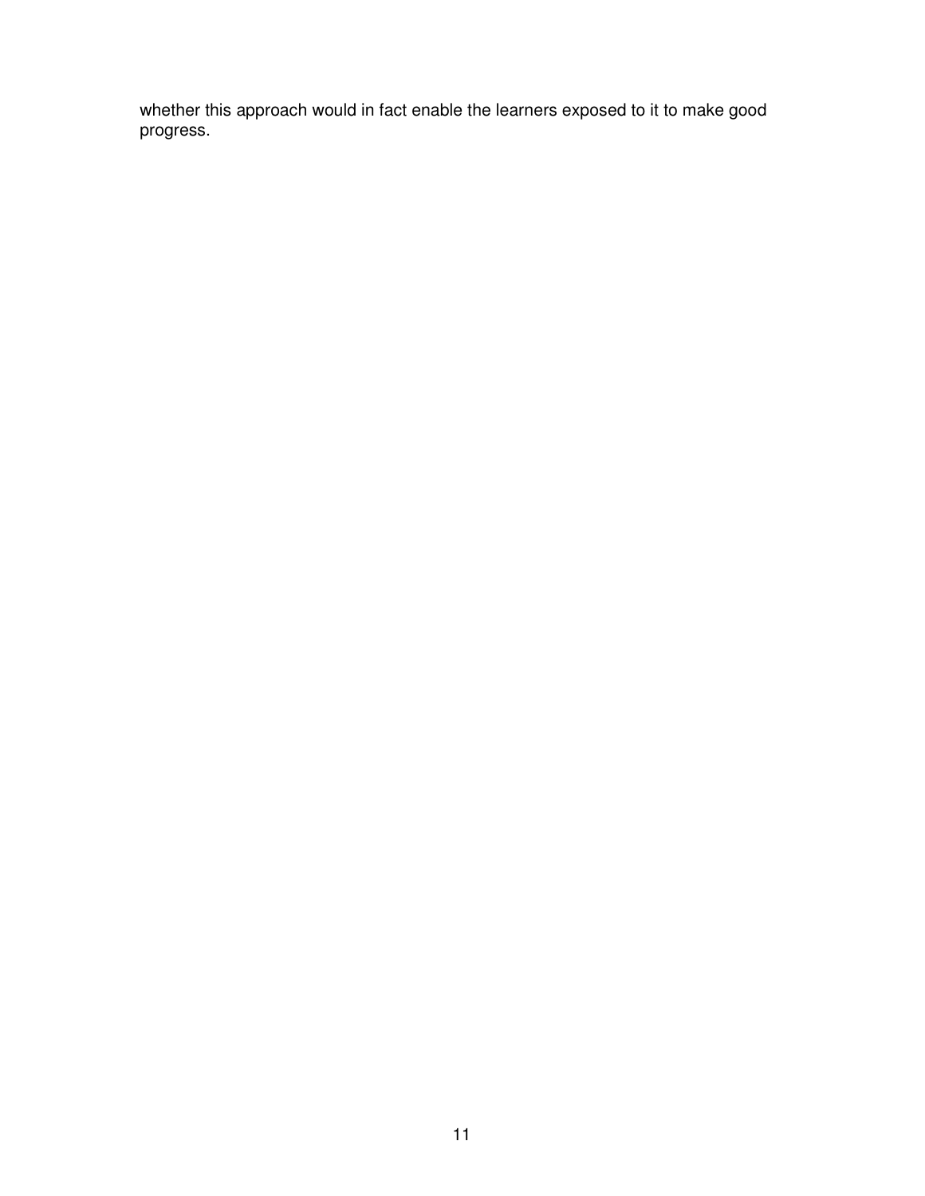whether this approach would in fact enable the learners exposed to it to make good progress.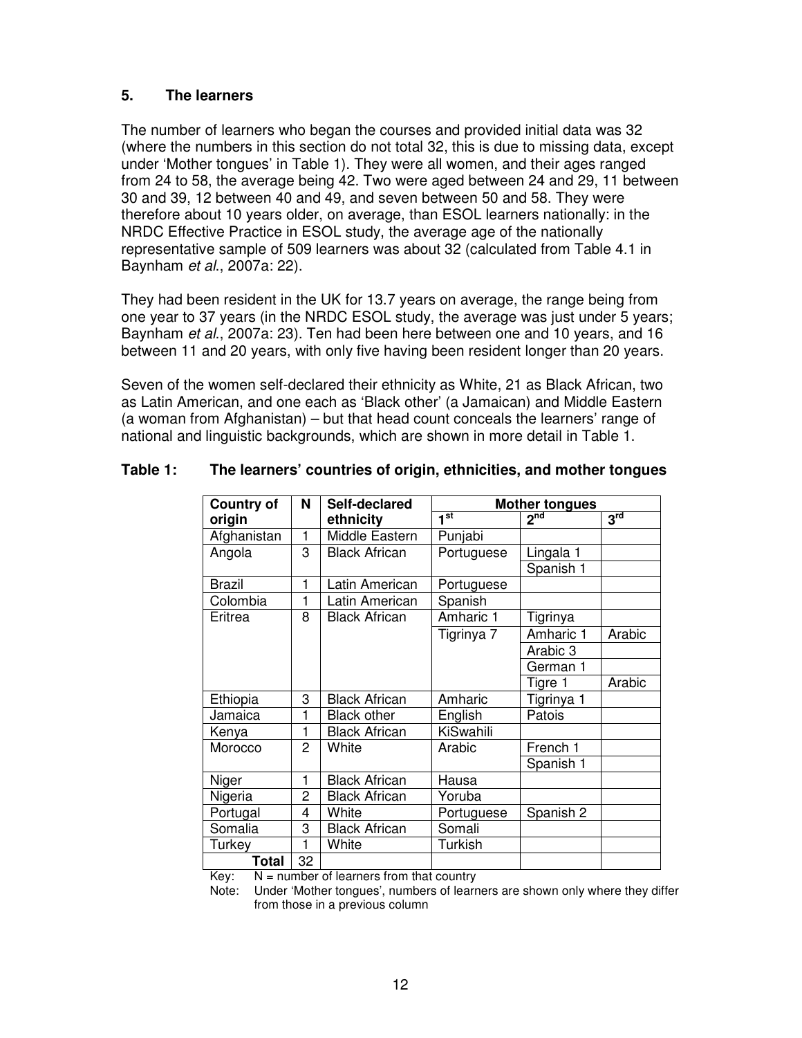## 5. The learners

The number of learners who began the courses and provided initial data was 32 (where the numbers in this section do not total 32, this is due to missing data, except under 'Mother tongues' in Table 1). They were all women, and their ages ranged from 24 to 58, the average being 42. Two were aged between 24 and 29, 11 between 30 and 39, 12 between 40 and 49, and seven between 50 and 58. They were therefore about 10 years older, on average, than ESOL learners nationally: in the NRDC Effective Practice in ESOL study, the average age of the nationally representative sample of 509 learners was about 32 (calculated from Table 4.1 in Baynham *et al*., 2007a: 22).

They had been resident in the UK for 13.7 years on average, the range being from one year to 37 years (in the NRDC ESOL study, the average was just under 5 years; Baynham *et al*., 2007a: 23). Ten had been here between one and 10 years, and 16 between 11 and 20 years, with only five having been resident longer than 20 years.

Seven of the women self-declared their ethnicity as White, 21 as Black African, two as Latin American, and one each as 'Black other' (a Jamaican) and Middle Eastern (a woman from Afghanistan) – but that head count conceals the learners' range of national and linguistic backgrounds, which are shown in more detail in Table 1.

**Table 1: The learners' countries of origin, ethnicities, and mother tongues**

| Country of origin | N | Self-declared ethnicity | Mother tongues | | |
|---|---|---|---|---|---|
| | | | 1st | 2nd | 3rd |
| Afghanistan | 1 | Middle Eastern | Punjabi | | |
| Angola | 3 | Black African | Portuguese | Lingala 1 | |
| | | | | Spanish 1 | |
| Brazil | 1 | Latin American | Portuguese | | |
| Colombia | 1 | Latin American | Spanish | | |
| Eritrea | 8 | Black African | Amharic 1 | Tigrinya | |
| | | | Tigrinya 7 | Amharic 1 | Arabic |
| | | | | Arabic 3 | |
| | | | | German 1 | |
| | | | | Tigre 1 | Arabic |
| Ethiopia | 3 | Black African | Amharic | Tigrinya 1 | |
| Jamaica | 1 | Black other | English | Patois | |
| Kenya | 1 | Black African | KiSwahili | | |
| Morocco | 2 | White | Arabic | French 1 | |
| | | | | Spanish 1 | |
| Niger | 1 | Black African | Hausa | | |
| Nigeria | 2 | Black African | Yoruba | | |
| Portugal | 4 | White | Portuguese | Spanish 2 | |
| Somalia | 3 | Black African | Somali | | |
| Turkey | 1 | White | Turkish | | |
| **Total** | 32 | | | | |

Key: N = number of learners from that country

Note: Under 'Mother tongues', numbers of learners are shown only where they differ from those in a previous column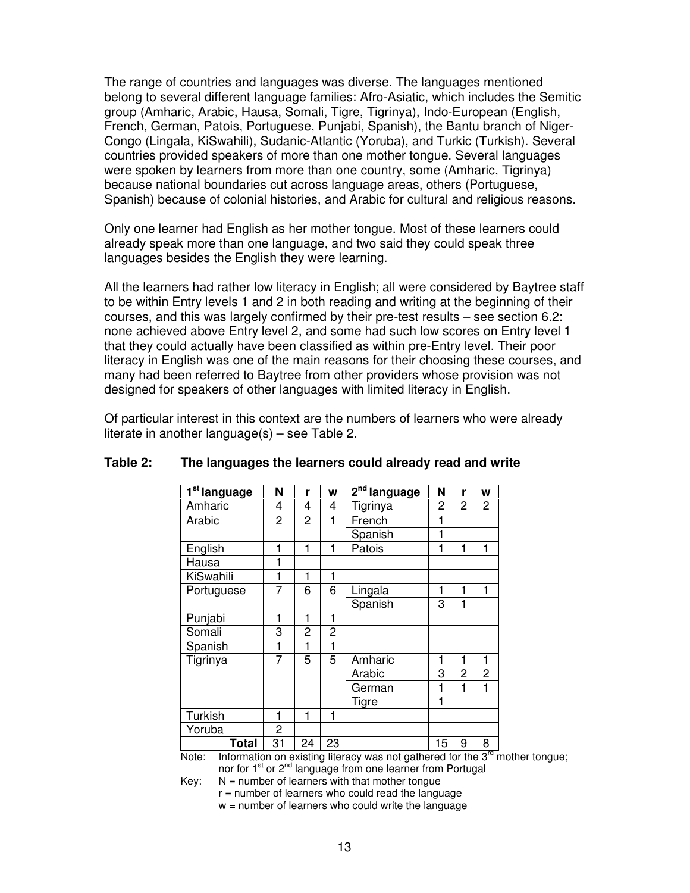The range of countries and languages was diverse. The languages mentioned belong to several different language families: Afro-Asiatic, which includes the Semitic group (Amharic, Arabic, Hausa, Somali, Tigre, Tigrinya), Indo-European (English, French, German, Patois, Portuguese, Punjabi, Spanish), the Bantu branch of Niger-Congo (Lingala, KiSwahili), Sudanic-Atlantic (Yoruba), and Turkic (Turkish). Several countries provided speakers of more than one mother tongue. Several languages were spoken by learners from more than one country, some (Amharic, Tigrinya) because national boundaries cut across language areas, others (Portuguese, Spanish) because of colonial histories, and Arabic for cultural and religious reasons.

Only one learner had English as her mother tongue. Most of these learners could already speak more than one language, and two said they could speak three languages besides the English they were learning.

All the learners had rather low literacy in English; all were considered by Baytree staff to be within Entry levels 1 and 2 in both reading and writing at the beginning of their courses, and this was largely confirmed by their pre-test results – see section 6.2: none achieved above Entry level 2, and some had such low scores on Entry level 1 that they could actually have been classified as within pre-Entry level. Their poor literacy in English was one of the main reasons for their choosing these courses, and many had been referred to Baytree from other providers whose provision was not designed for speakers of other languages with limited literacy in English.

Of particular interest in this context are the numbers of learners who were already literate in another language(s) – see Table 2.

**Table 2: The languages the learners could already read and write**

| 1st language | N | r | w | 2nd language | N | r | w |
|---|---|---|---|---|---|---|---|
| Amharic | 4 | 4 | 4 | Tigrinya | 2 | 2 | 2 |
| Arabic | 2 | 2 | 1 | French | 1 | | |
| | | | | Spanish | 1 | | |
| English | 1 | 1 | 1 | Patois | 1 | 1 | 1 |
| Hausa | 1 | | | | | | |
| KiSwahili | 1 | 1 | 1 | | | | |
| Portuguese | 7 | 6 | 6 | Lingala | 1 | 1 | 1 |
| | | | | Spanish | 3 | 1 | |
| Punjabi | 1 | 1 | 1 | | | | |
| Somali | 3 | 2 | 2 | | | | |
| Spanish | 1 | 1 | 1 | | | | |
| Tigrinya | 7 | 5 | 5 | Amharic | 1 | 1 | 1 |
| | | | | Arabic | 3 | 2 | 2 |
| | | | | German | 1 | 1 | 1 |
| | | | | Tigre | 1 | | |
| Turkish | 1 | 1 | 1 | | | | |
| Yoruba | 2 | | | | | | |
| **Total** | 31 | 24 | 23 | | 15 | 9 | 8 |

Note: Information on existing literacy was not gathered for the 3rd mother tongue; nor for 1st or 2nd language from one learner from Portugal

Key: N = number of learners with that mother tongue
r = number of learners who could read the language
w = number of learners who could write the language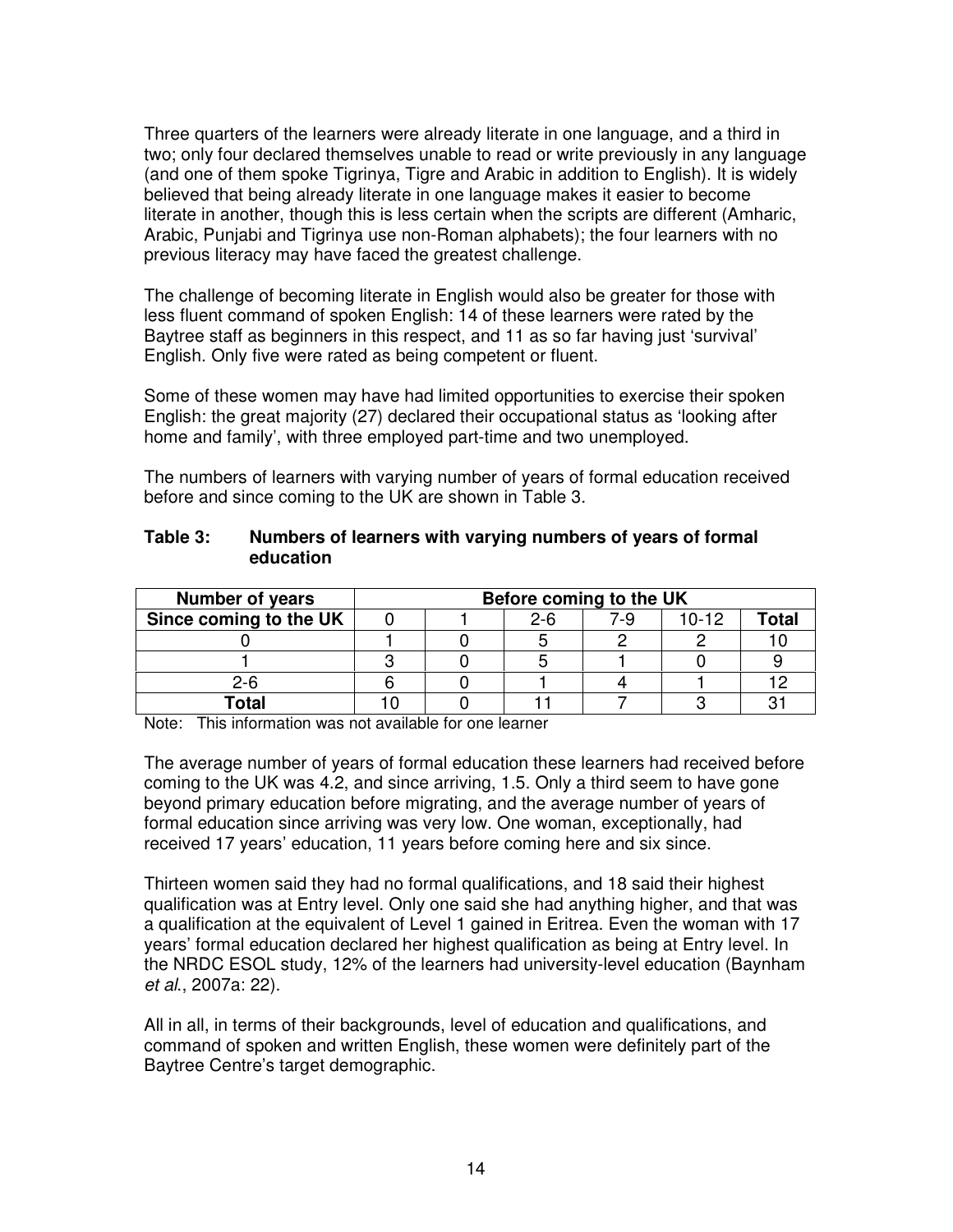Three quarters of the learners were already literate in one language, and a third in two; only four declared themselves unable to read or write previously in any language (and one of them spoke Tigrinya, Tigre and Arabic in addition to English). It is widely believed that being already literate in one language makes it easier to become literate in another, though this is less certain when the scripts are different (Amharic, Arabic, Punjabi and Tigrinya use non-Roman alphabets); the four learners with no previous literacy may have faced the greatest challenge.

The challenge of becoming literate in English would also be greater for those with less fluent command of spoken English: 14 of these learners were rated by the Baytree staff as beginners in this respect, and 11 as so far having just 'survival' English. Only five were rated as being competent or fluent.

Some of these women may have had limited opportunities to exercise their spoken English: the great majority (27) declared their occupational status as 'looking after home and family', with three employed part-time and two unemployed.

The numbers of learners with varying number of years of formal education received before and since coming to the UK are shown in Table 3.

**Table 3: Numbers of learners with varying numbers of years of formal education**

| **Number of years** | **Before coming to the UK** | | | | | |
|---|---|---|---|---|---|---|
| **Since coming to the UK** | 0 | 1 | 2-6 | 7-9 | 10-12 | **Total** |
| 0 | 1 | 0 | 5 | 2 | 2 | 10 |
| 1 | 3 | 0 | 5 | 1 | 0 | 9 |
| 2-6 | 6 | 0 | 1 | 4 | 1 | 12 |
| **Total** | 10 | 0 | 11 | 7 | 3 | 31 |

Note: This information was not available for one learner

The average number of years of formal education these learners had received before coming to the UK was 4.2, and since arriving, 1.5. Only a third seem to have gone beyond primary education before migrating, and the average number of years of formal education since arriving was very low. One woman, exceptionally, had received 17 years' education, 11 years before coming here and six since.

Thirteen women said they had no formal qualifications, and 18 said their highest qualification was at Entry level. Only one said she had anything higher, and that was a qualification at the equivalent of Level 1 gained in Eritrea. Even the woman with 17 years' formal education declared her highest qualification as being at Entry level. In the NRDC ESOL study, 12% of the learners had university-level education (Baynham *et al.*, 2007a: 22).

All in all, in terms of their backgrounds, level of education and qualifications, and command of spoken and written English, these women were definitely part of the Baytree Centre's target demographic.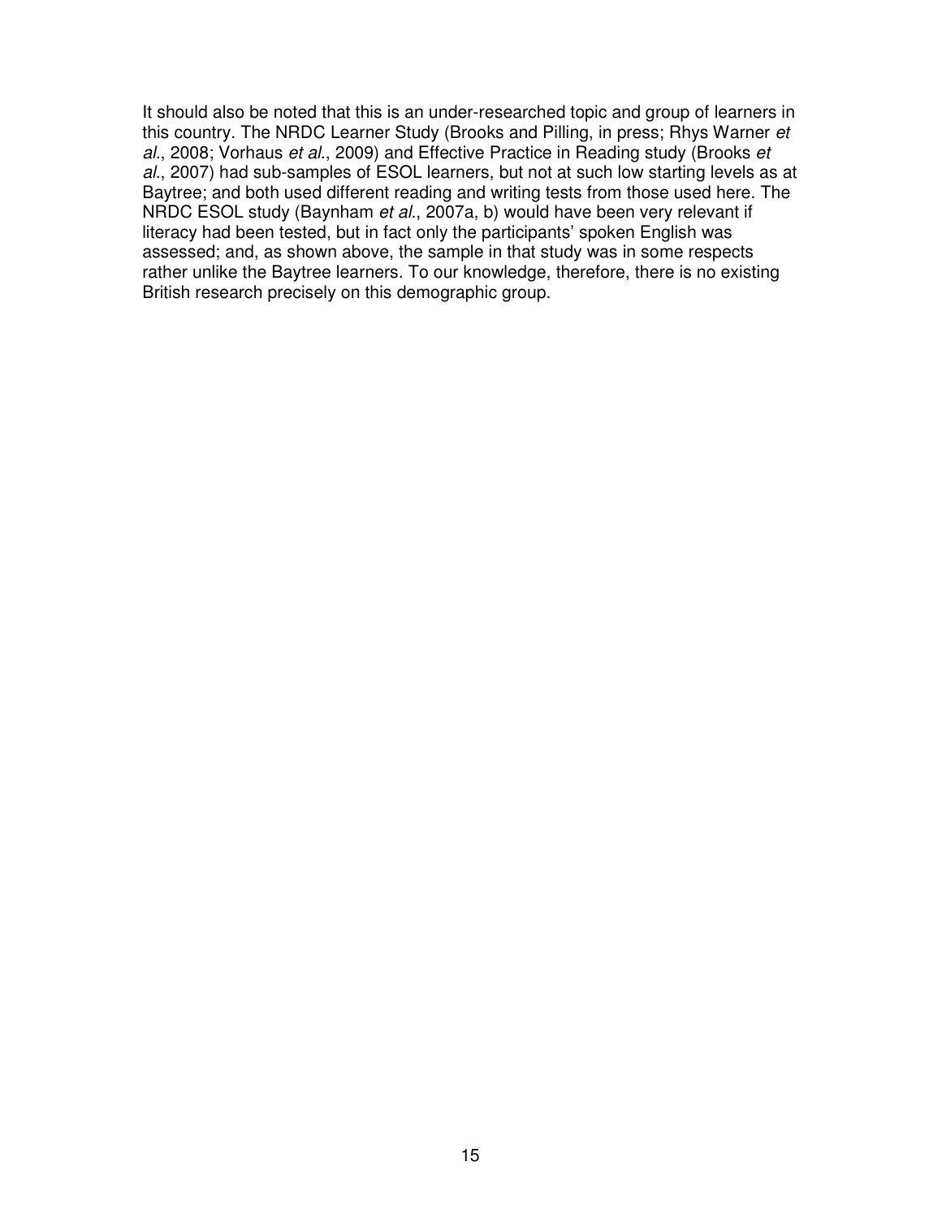It should also be noted that this is an under-researched topic and group of learners in this country. The NRDC Learner Study (Brooks and Pilling, in press; Rhys Warner *et al*., 2008; Vorhaus *et al*., 2009) and Effective Practice in Reading study (Brooks *et al*., 2007) had sub-samples of ESOL learners, but not at such low starting levels as at Baytree; and both used different reading and writing tests from those used here. The NRDC ESOL study (Baynham *et al*., 2007a, b) would have been very relevant if literacy had been tested, but in fact only the participants' spoken English was assessed; and, as shown above, the sample in that study was in some respects rather unlike the Baytree learners. To our knowledge, therefore, there is no existing British research precisely on this demographic group.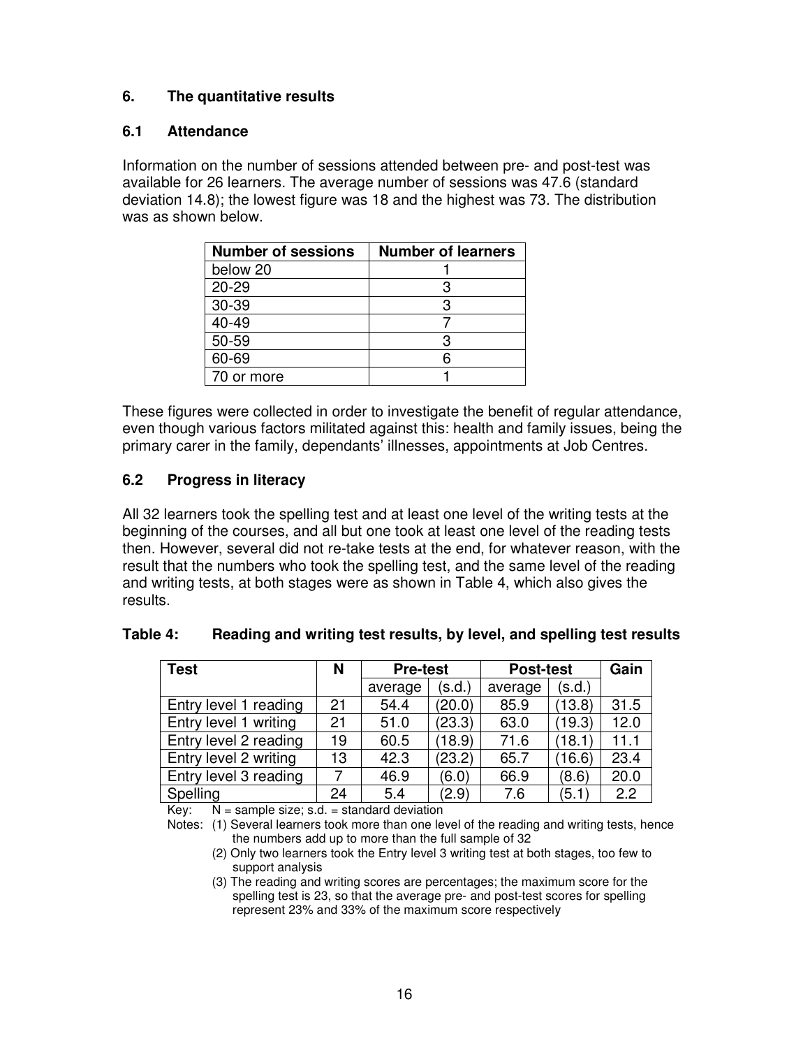## 6. The quantitative results

### 6.1 Attendance

Information on the number of sessions attended between pre- and post-test was available for 26 learners. The average number of sessions was 47.6 (standard deviation 14.8); the lowest figure was 18 and the highest was 73. The distribution was as shown below.

| Number of sessions | Number of learners |
|---|---|
| below 20 | 1 |
| 20-29 | 3 |
| 30-39 | 3 |
| 40-49 | 7 |
| 50-59 | 3 |
| 60-69 | 6 |
| 70 or more | 1 |

These figures were collected in order to investigate the benefit of regular attendance, even though various factors militated against this: health and family issues, being the primary carer in the family, dependants' illnesses, appointments at Job Centres.

### 6.2 Progress in literacy

All 32 learners took the spelling test and at least one level of the writing tests at the beginning of the courses, and all but one took at least one level of the reading tests then. However, several did not re-take tests at the end, for whatever reason, with the result that the numbers who took the spelling test, and the same level of the reading and writing tests, at both stages were as shown in Table 4, which also gives the results.

**Table 4: Reading and writing test results, by level, and spelling test results**

| Test | N | Pre-test | | Post-test | | Gain |
|---|---|---|---|---|---|---|
| | | average | (s.d.) | average | (s.d.) | |
| Entry level 1 reading | 21 | 54.4 | (20.0) | 85.9 | (13.8) | 31.5 |
| Entry level 1 writing | 21 | 51.0 | (23.3) | 63.0 | (19.3) | 12.0 |
| Entry level 2 reading | 19 | 60.5 | (18.9) | 71.6 | (18.1) | 11.1 |
| Entry level 2 writing | 13 | 42.3 | (23.2) | 65.7 | (16.6) | 23.4 |
| Entry level 3 reading | 7 | 46.9 | (6.0) | 66.9 | (8.6) | 20.0 |
| Spelling | 24 | 5.4 | (2.9) | 7.6 | (5.1) | 2.2 |

Key: N = sample size; s.d. = standard deviation

Notes: (1) Several learners took more than one level of the reading and writing tests, hence the numbers add up to more than the full sample of 32

(2) Only two learners took the Entry level 3 writing test at both stages, too few to support analysis

(3) The reading and writing scores are percentages; the maximum score for the spelling test is 23, so that the average pre- and post-test scores for spelling represent 23% and 33% of the maximum score respectively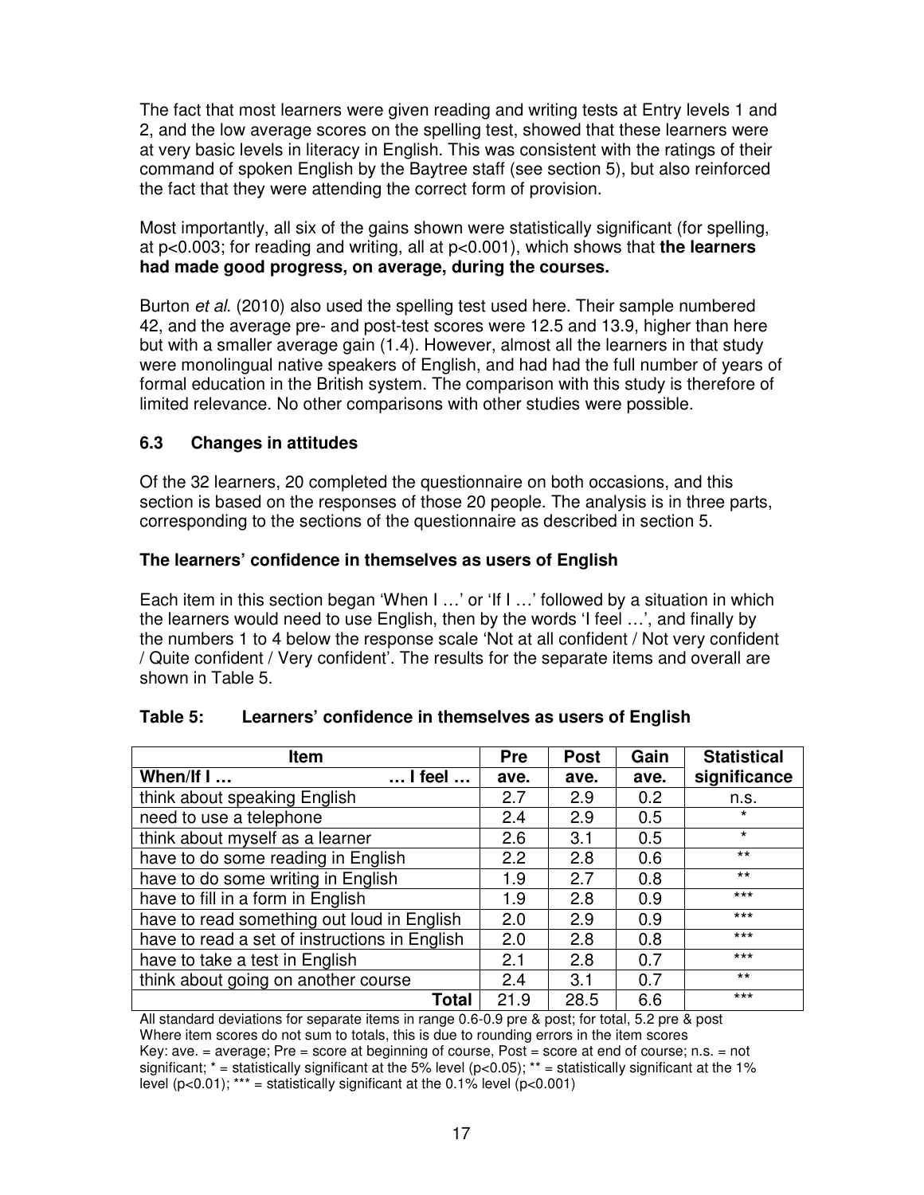The fact that most learners were given reading and writing tests at Entry levels 1 and 2, and the low average scores on the spelling test, showed that these learners were at very basic levels in literacy in English. This was consistent with the ratings of their command of spoken English by the Baytree staff (see section 5), but also reinforced the fact that they were attending the correct form of provision.

Most importantly, all six of the gains shown were statistically significant (for spelling, at $p<0.003$; for reading and writing, all at $p<0.001$), which shows that **the learners had made good progress, on average, during the courses.**

Burton *et al*. (2010) also used the spelling test used here. Their sample numbered 42, and the average pre- and post-test scores were 12.5 and 13.9, higher than here but with a smaller average gain (1.4). However, almost all the learners in that study were monolingual native speakers of English, and had had the full number of years of formal education in the British system. The comparison with this study is therefore of limited relevance. No other comparisons with other studies were possible.

### 6.3 Changes in attitudes

Of the 32 learners, 20 completed the questionnaire on both occasions, and this section is based on the responses of those 20 people. The analysis is in three parts, corresponding to the sections of the questionnaire as described in section 5.

**The learners' confidence in themselves as users of English**

Each item in this section began 'When I …' or 'If I …' followed by a situation in which the learners would need to use English, then by the words 'I feel …', and finally by the numbers 1 to 4 below the response scale 'Not at all confident / Not very confident / Quite confident / Very confident'. The results for the separate items and overall are shown in Table 5.

**Table 5: Learners' confidence in themselves as users of English**

| Item<br>When/If I … … I feel … | Pre<br>ave. | Post<br>ave. | Gain<br>ave. | Statistical significance |
|---|---|---|---|---|
| think about speaking English | 2.7 | 2.9 | 0.2 | n.s. |
| need to use a telephone | 2.4 | 2.9 | 0.5 | * |
| think about myself as a learner | 2.6 | 3.1 | 0.5 | * |
| have to do some reading in English | 2.2 | 2.8 | 0.6 | ** |
| have to do some writing in English | 1.9 | 2.7 | 0.8 | ** |
| have to fill in a form in English | 1.9 | 2.8 | 0.9 | *** |
| have to read something out loud in English | 2.0 | 2.9 | 0.9 | *** |
| have to read a set of instructions in English | 2.0 | 2.8 | 0.8 | *** |
| have to take a test in English | 2.1 | 2.8 | 0.7 | *** |
| think about going on another course | 2.4 | 3.1 | 0.7 | ** |
| **Total** | 21.9 | 28.5 | 6.6 | *** |

All standard deviations for separate items in range 0.6-0.9 pre & post; for total, 5.2 pre & post
Where item scores do not sum to totals, this is due to rounding errors in the item scores
Key: ave. = average; Pre = score at beginning of course, Post = score at end of course; n.s. = not significant; * = statistically significant at the 5% level ($p<0.05$); ** = statistically significant at the 1% level ($p<0.01$); *** = statistically significant at the 0.1% level ($p<0.001$)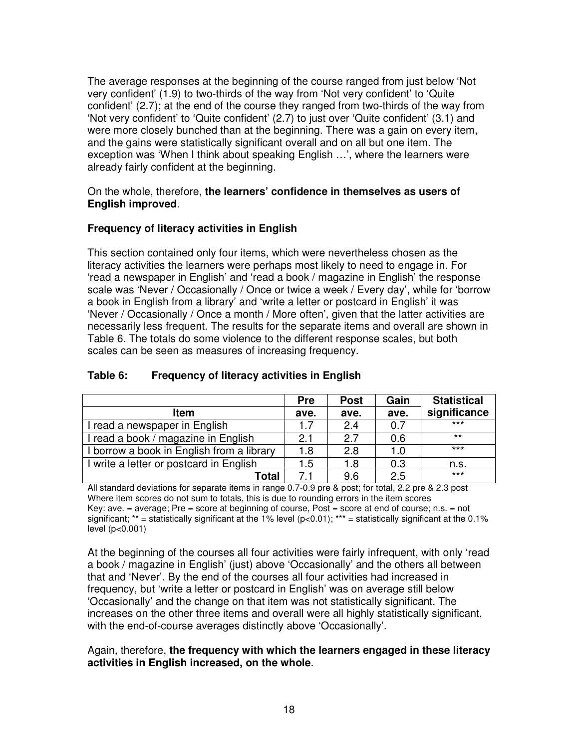The average responses at the beginning of the course ranged from just below 'Not very confident' (1.9) to two-thirds of the way from 'Not very confident' to 'Quite confident' (2.7); at the end of the course they ranged from two-thirds of the way from 'Not very confident' to 'Quite confident' (2.7) to just over 'Quite confident' (3.1) and were more closely bunched than at the beginning. There was a gain on every item, and the gains were statistically significant overall and on all but one item. The exception was 'When I think about speaking English …', where the learners were already fairly confident at the beginning.

On the whole, therefore, **the learners' confidence in themselves as users of English improved**.

**Frequency of literacy activities in English**

This section contained only four items, which were nevertheless chosen as the literacy activities the learners were perhaps most likely to need to engage in. For 'read a newspaper in English' and 'read a book / magazine in English' the response scale was 'Never / Occasionally / Once or twice a week / Every day', while for 'borrow a book in English from a library' and 'write a letter or postcard in English' it was 'Never / Occasionally / Once a month / More often', given that the latter activities are necessarily less frequent. The results for the separate items and overall are shown in Table 6. The totals do some violence to the different response scales, but both scales can be seen as measures of increasing frequency.

**Table 6: Frequency of literacy activities in English**

| Item | Pre ave. | Post ave. | Gain ave. | Statistical significance |
|---|---|---|---|---|
| I read a newspaper in English | 1.7 | 2.4 | 0.7 | *** |
| I read a book / magazine in English | 2.1 | 2.7 | 0.6 | ** |
| I borrow a book in English from a library | 1.8 | 2.8 | 1.0 | *** |
| I write a letter or postcard in English | 1.5 | 1.8 | 0.3 | n.s. |
| **Total** | 7.1 | 9.6 | 2.5 | *** |

All standard deviations for separate items in range 0.7-0.9 pre & post; for total, 2.2 pre & 2.3 post
Where item scores do not sum to totals, this is due to rounding errors in the item scores
Key: ave. = average; Pre = score at beginning of course, Post = score at end of course; n.s. = not significant; ** = statistically significant at the 1% level ($p<0.01$); *** = statistically significant at the 0.1% level ($p<0.001$)

At the beginning of the courses all four activities were fairly infrequent, with only 'read a book / magazine in English' (just) above 'Occasionally' and the others all between that and 'Never'. By the end of the courses all four activities had increased in frequency, but 'write a letter or postcard in English' was on average still below 'Occasionally' and the change on that item was not statistically significant. The increases on the other three items and overall were all highly statistically significant, with the end-of-course averages distinctly above 'Occasionally'.

Again, therefore, **the frequency with which the learners engaged in these literacy activities in English increased, on the whole**.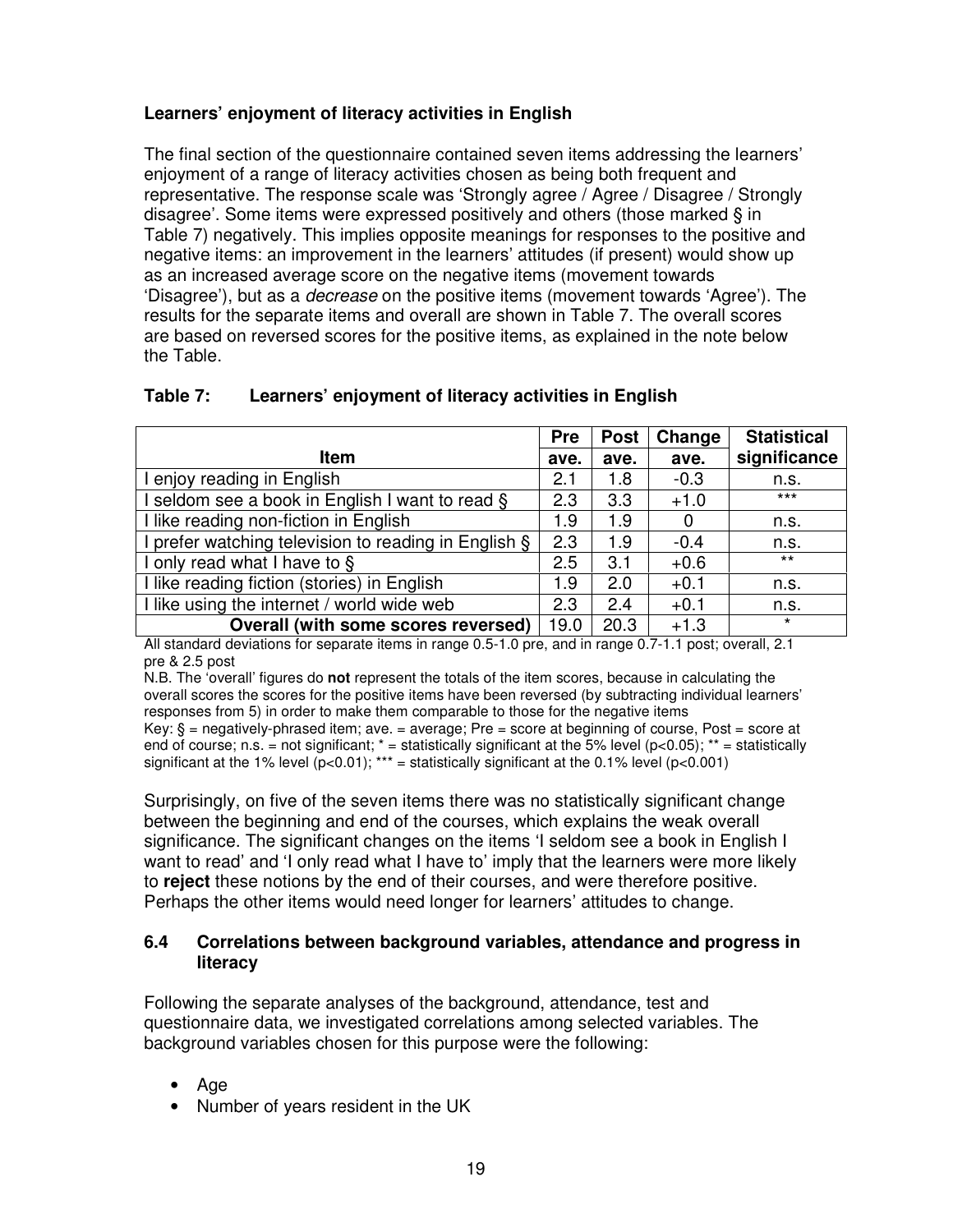**Learners' enjoyment of literacy activities in English**

The final section of the questionnaire contained seven items addressing the learners' enjoyment of a range of literacy activities chosen as being both frequent and representative. The response scale was 'Strongly agree / Agree / Disagree / Strongly disagree'. Some items were expressed positively and others (those marked § in Table 7) negatively. This implies opposite meanings for responses to the positive and negative items: an improvement in the learners' attitudes (if present) would show up as an increased average score on the negative items (movement towards 'Disagree'), but as a *decrease* on the positive items (movement towards 'Agree'). The results for the separate items and overall are shown in Table 7. The overall scores are based on reversed scores for the positive items, as explained in the note below the Table.

**Table 7: Learners' enjoyment of literacy activities in English**

| Item | Pre ave. | Post ave. | Change ave. | Statistical significance |
|---|---|---|---|---|
| I enjoy reading in English | 2.1 | 1.8 | -0.3 | n.s. |
| I seldom see a book in English I want to read § | 2.3 | 3.3 | +1.0 | *** |
| I like reading non-fiction in English | 1.9 | 1.9 | 0 | n.s. |
| I prefer watching television to reading in English § | 2.3 | 1.9 | -0.4 | n.s. |
| I only read what I have to § | 2.5 | 3.1 | +0.6 | ** |
| I like reading fiction (stories) in English | 1.9 | 2.0 | +0.1 | n.s. |
| I like using the internet / world wide web | 2.3 | 2.4 | +0.1 | n.s. |
| **Overall (with some scores reversed)** | 19.0 | 20.3 | +1.3 | * |

All standard deviations for separate items in range 0.5-1.0 pre, and in range 0.7-1.1 post; overall, 2.1 pre & 2.5 post

N.B. The 'overall' figures do **not** represent the totals of the item scores, because in calculating the overall scores the scores for the positive items have been reversed (by subtracting individual learners' responses from 5) in order to make them comparable to those for the negative items

Key: § = negatively-phrased item; ave. = average; Pre = score at beginning of course, Post = score at end of course; n.s. = not significant; * = statistically significant at the 5% level ($p<0.05$); ** = statistically significant at the 1% level ($p<0.01$); *** = statistically significant at the 0.1% level ($p<0.001$)

Surprisingly, on five of the seven items there was no statistically significant change between the beginning and end of the courses, which explains the weak overall significance. The significant changes on the items 'I seldom see a book in English I want to read' and 'I only read what I have to' imply that the learners were more likely to **reject** these notions by the end of their courses, and were therefore positive. Perhaps the other items would need longer for learners' attitudes to change.

### 6.4 Correlations between background variables, attendance and progress in literacy

Following the separate analyses of the background, attendance, test and questionnaire data, we investigated correlations among selected variables. The background variables chosen for this purpose were the following:

- Age
- Number of years resident in the UK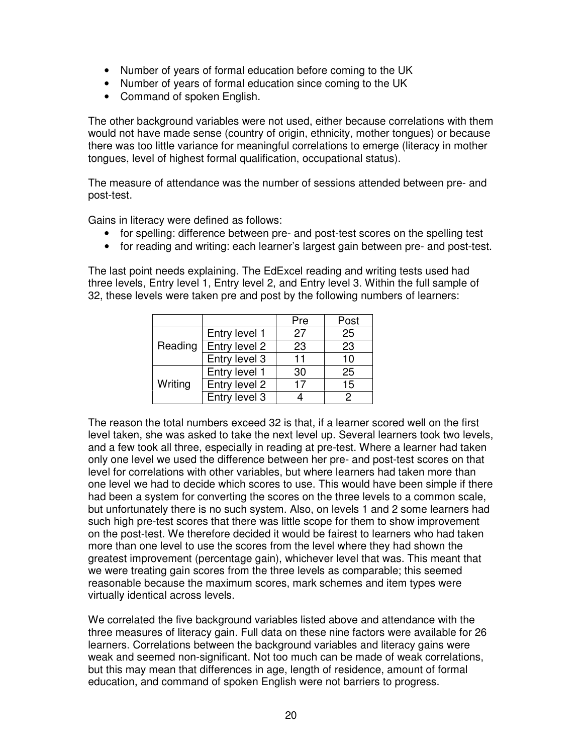- Number of years of formal education before coming to the UK
- Number of years of formal education since coming to the UK
- Command of spoken English.

The other background variables were not used, either because correlations with them would not have made sense (country of origin, ethnicity, mother tongues) or because there was too little variance for meaningful correlations to emerge (literacy in mother tongues, level of highest formal qualification, occupational status).

The measure of attendance was the number of sessions attended between pre- and post-test.

Gains in literacy were defined as follows:

- for spelling: difference between pre- and post-test scores on the spelling test
- for reading and writing: each learner's largest gain between pre- and post-test.

The last point needs explaining. The EdExcel reading and writing tests used had three levels, Entry level 1, Entry level 2, and Entry level 3. Within the full sample of 32, these levels were taken pre and post by the following numbers of learners:

| | | Pre | Post |
|---|---|---|---|
| Reading | Entry level 1 | 27 | 25 |
| | Entry level 2 | 23 | 23 |
| | Entry level 3 | 11 | 10 |
| Writing | Entry level 1 | 30 | 25 |
| | Entry level 2 | 17 | 15 |
| | Entry level 3 | 4 | 2 |

The reason the total numbers exceed 32 is that, if a learner scored well on the first level taken, she was asked to take the next level up. Several learners took two levels, and a few took all three, especially in reading at pre-test. Where a learner had taken only one level we used the difference between her pre- and post-test scores on that level for correlations with other variables, but where learners had taken more than one level we had to decide which scores to use. This would have been simple if there had been a system for converting the scores on the three levels to a common scale, but unfortunately there is no such system. Also, on levels 1 and 2 some learners had such high pre-test scores that there was little scope for them to show improvement on the post-test. We therefore decided it would be fairest to learners who had taken more than one level to use the scores from the level where they had shown the greatest improvement (percentage gain), whichever level that was. This meant that we were treating gain scores from the three levels as comparable; this seemed reasonable because the maximum scores, mark schemes and item types were virtually identical across levels.

We correlated the five background variables listed above and attendance with the three measures of literacy gain. Full data on these nine factors were available for 26 learners. Correlations between the background variables and literacy gains were weak and seemed non-significant. Not too much can be made of weak correlations, but this may mean that differences in age, length of residence, amount of formal education, and command of spoken English were not barriers to progress.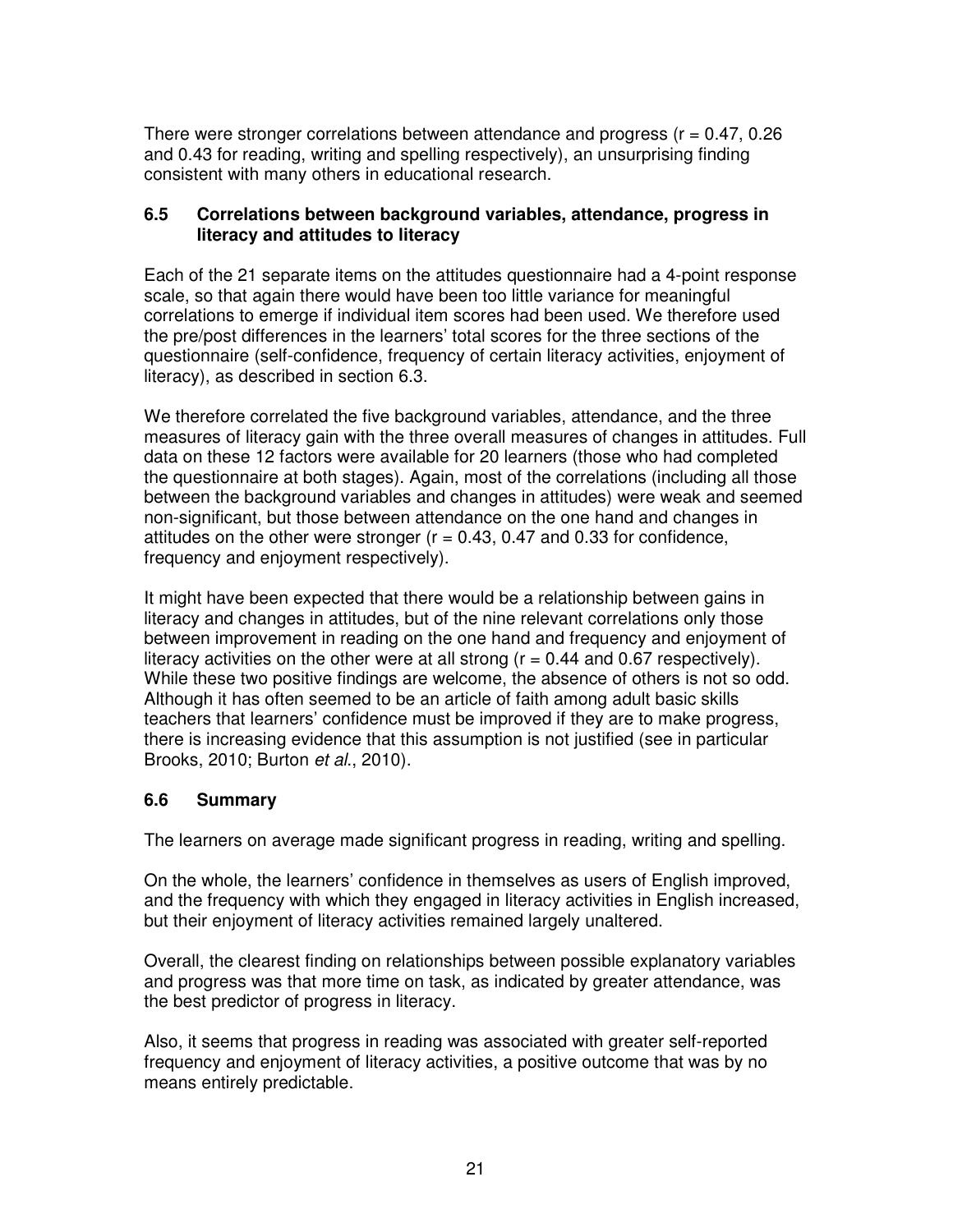There were stronger correlations between attendance and progress (r = 0.47, 0.26 and 0.43 for reading, writing and spelling respectively), an unsurprising finding consistent with many others in educational research.

### 6.5 Correlations between background variables, attendance, progress in literacy and attitudes to literacy

Each of the 21 separate items on the attitudes questionnaire had a 4-point response scale, so that again there would have been too little variance for meaningful correlations to emerge if individual item scores had been used. We therefore used the pre/post differences in the learners' total scores for the three sections of the questionnaire (self-confidence, frequency of certain literacy activities, enjoyment of literacy), as described in section 6.3.

We therefore correlated the five background variables, attendance, and the three measures of literacy gain with the three overall measures of changes in attitudes. Full data on these 12 factors were available for 20 learners (those who had completed the questionnaire at both stages). Again, most of the correlations (including all those between the background variables and changes in attitudes) were weak and seemed non-significant, but those between attendance on the one hand and changes in attitudes on the other were stronger (r = 0.43, 0.47 and 0.33 for confidence, frequency and enjoyment respectively).

It might have been expected that there would be a relationship between gains in literacy and changes in attitudes, but of the nine relevant correlations only those between improvement in reading on the one hand and frequency and enjoyment of literacy activities on the other were at all strong (r = 0.44 and 0.67 respectively). While these two positive findings are welcome, the absence of others is not so odd. Although it has often seemed to be an article of faith among adult basic skills teachers that learners' confidence must be improved if they are to make progress, there is increasing evidence that this assumption is not justified (see in particular Brooks, 2010; Burton *et al*., 2010).

### 6.6 Summary

The learners on average made significant progress in reading, writing and spelling.

On the whole, the learners' confidence in themselves as users of English improved, and the frequency with which they engaged in literacy activities in English increased, but their enjoyment of literacy activities remained largely unaltered.

Overall, the clearest finding on relationships between possible explanatory variables and progress was that more time on task, as indicated by greater attendance, was the best predictor of progress in literacy.

Also, it seems that progress in reading was associated with greater self-reported frequency and enjoyment of literacy activities, a positive outcome that was by no means entirely predictable.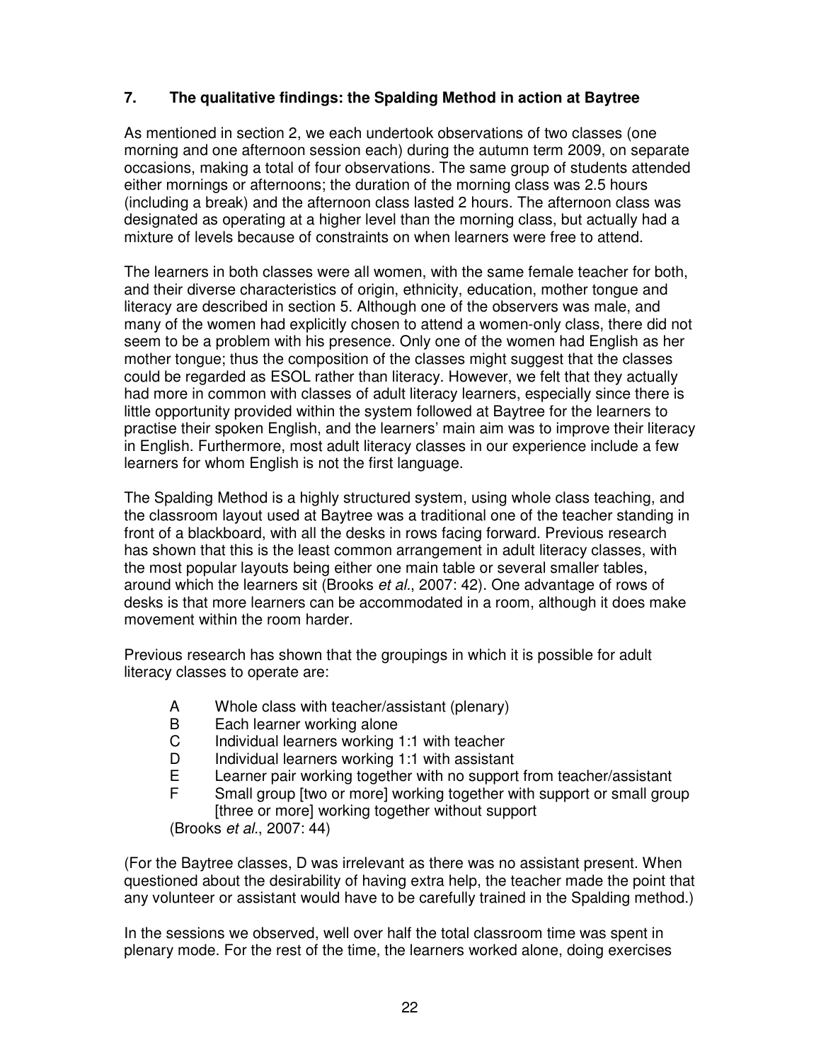## 7. The qualitative findings: the Spalding Method in action at Baytree

As mentioned in section 2, we each undertook observations of two classes (one morning and one afternoon session each) during the autumn term 2009, on separate occasions, making a total of four observations. The same group of students attended either mornings or afternoons; the duration of the morning class was 2.5 hours (including a break) and the afternoon class lasted 2 hours. The afternoon class was designated as operating at a higher level than the morning class, but actually had a mixture of levels because of constraints on when learners were free to attend.

The learners in both classes were all women, with the same female teacher for both, and their diverse characteristics of origin, ethnicity, education, mother tongue and literacy are described in section 5. Although one of the observers was male, and many of the women had explicitly chosen to attend a women-only class, there did not seem to be a problem with his presence. Only one of the women had English as her mother tongue; thus the composition of the classes might suggest that the classes could be regarded as ESOL rather than literacy. However, we felt that they actually had more in common with classes of adult literacy learners, especially since there is little opportunity provided within the system followed at Baytree for the learners to practise their spoken English, and the learners' main aim was to improve their literacy in English. Furthermore, most adult literacy classes in our experience include a few learners for whom English is not the first language.

The Spalding Method is a highly structured system, using whole class teaching, and the classroom layout used at Baytree was a traditional one of the teacher standing in front of a blackboard, with all the desks in rows facing forward. Previous research has shown that this is the least common arrangement in adult literacy classes, with the most popular layouts being either one main table or several smaller tables, around which the learners sit (Brooks *et al*., 2007: 42). One advantage of rows of desks is that more learners can be accommodated in a room, although it does make movement within the room harder.

Previous research has shown that the groupings in which it is possible for adult literacy classes to operate are:

- A Whole class with teacher/assistant (plenary)
- B Each learner working alone
- C Individual learners working 1:1 with teacher
- D Individual learners working 1:1 with assistant
- E Learner pair working together with no support from teacher/assistant
- F Small group [two or more] working together with support or small group [three or more] working together without support

(Brooks *et al*., 2007: 44)

(For the Baytree classes, D was irrelevant as there was no assistant present. When questioned about the desirability of having extra help, the teacher made the point that any volunteer or assistant would have to be carefully trained in the Spalding method.)

In the sessions we observed, well over half the total classroom time was spent in plenary mode. For the rest of the time, the learners worked alone, doing exercises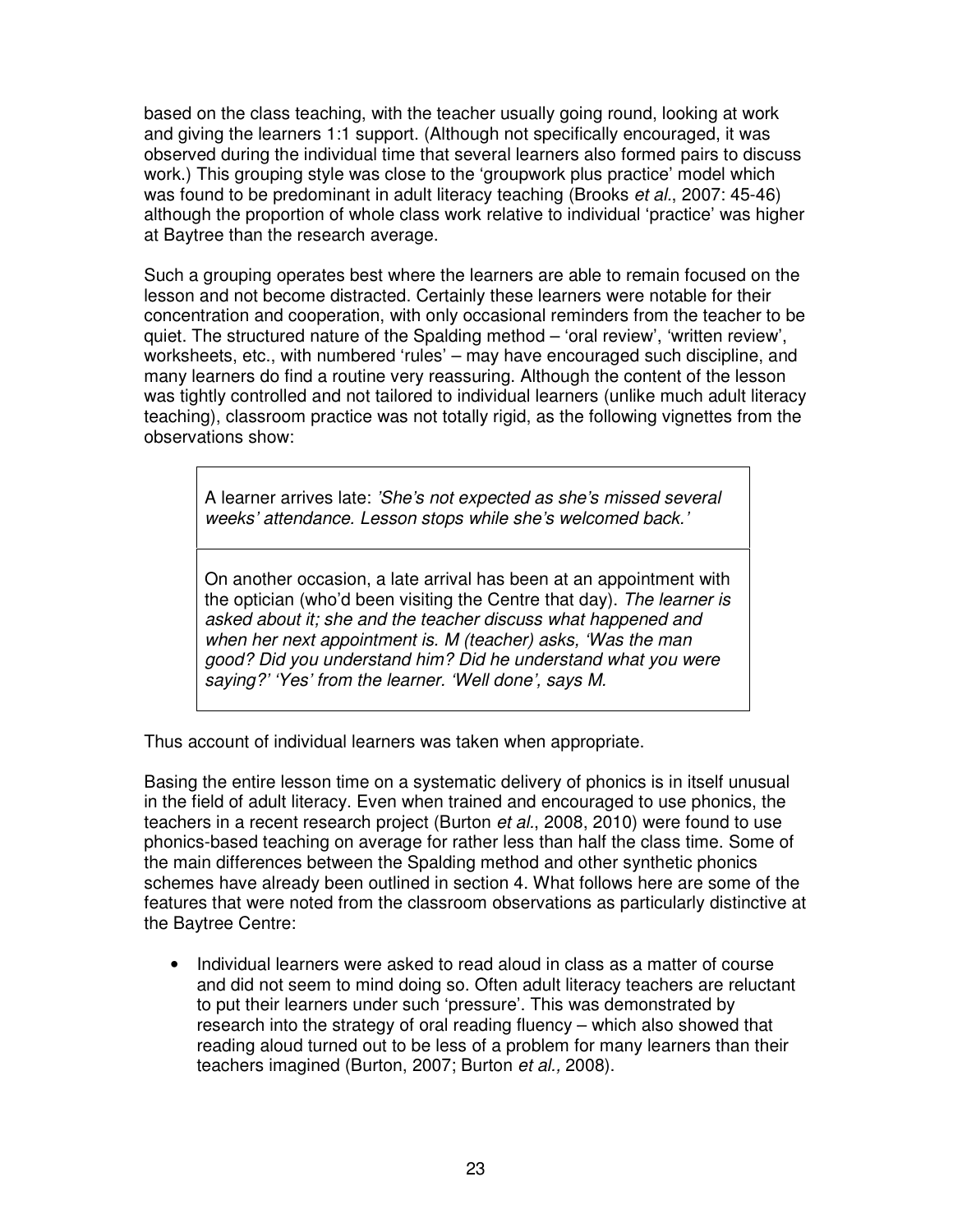based on the class teaching, with the teacher usually going round, looking at work and giving the learners 1:1 support. (Although not specifically encouraged, it was observed during the individual time that several learners also formed pairs to discuss work.) This grouping style was close to the 'groupwork plus practice' model which was found to be predominant in adult literacy teaching (Brooks *et al*., 2007: 45-46) although the proportion of whole class work relative to individual 'practice' was higher at Baytree than the research average.

Such a grouping operates best where the learners are able to remain focused on the lesson and not become distracted. Certainly these learners were notable for their concentration and cooperation, with only occasional reminders from the teacher to be quiet. The structured nature of the Spalding method – 'oral review', 'written review', worksheets, etc., with numbered 'rules' – may have encouraged such discipline, and many learners do find a routine very reassuring. Although the content of the lesson was tightly controlled and not tailored to individual learners (unlike much adult literacy teaching), classroom practice was not totally rigid, as the following vignettes from the observations show:

> A learner arrives late: *'She's not expected as she's missed several weeks' attendance. Lesson stops while she's welcomed back.'*

> On another occasion, a late arrival has been at an appointment with the optician (who'd been visiting the Centre that day). *The learner is asked about it; she and the teacher discuss what happened and when her next appointment is. M (teacher) asks, 'Was the man good? Did you understand him? Did he understand what you were saying?' 'Yes' from the learner. 'Well done', says M.*

Thus account of individual learners was taken when appropriate.

Basing the entire lesson time on a systematic delivery of phonics is in itself unusual in the field of adult literacy. Even when trained and encouraged to use phonics, the teachers in a recent research project (Burton *et al*., 2008, 2010) were found to use phonics-based teaching on average for rather less than half the class time. Some of the main differences between the Spalding method and other synthetic phonics schemes have already been outlined in section 4. What follows here are some of the features that were noted from the classroom observations as particularly distinctive at the Baytree Centre:

- Individual learners were asked to read aloud in class as a matter of course and did not seem to mind doing so. Often adult literacy teachers are reluctant to put their learners under such 'pressure'. This was demonstrated by research into the strategy of oral reading fluency – which also showed that reading aloud turned out to be less of a problem for many learners than their teachers imagined (Burton, 2007; Burton *et al.,* 2008).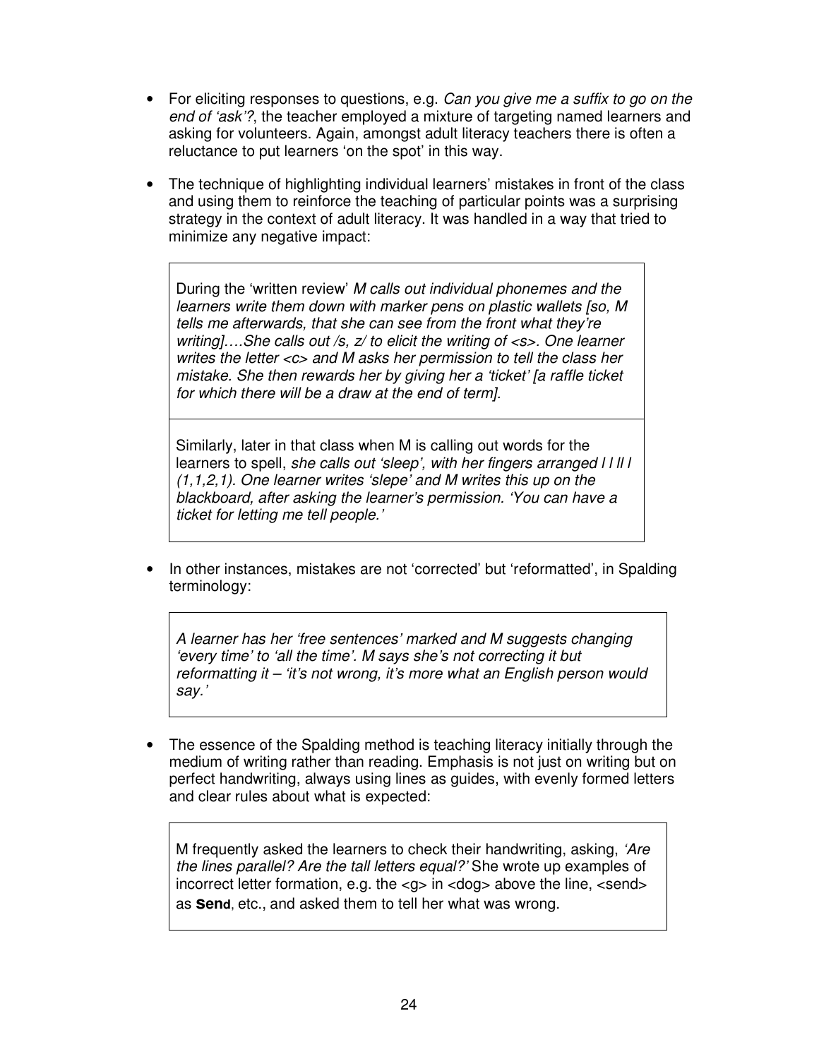- For eliciting responses to questions, e.g. *Can you give me a suffix to go on the end of 'ask'?*, the teacher employed a mixture of targeting named learners and asking for volunteers. Again, amongst adult literacy teachers there is often a reluctance to put learners 'on the spot' in this way.

- The technique of highlighting individual learners' mistakes in front of the class and using them to reinforce the teaching of particular points was a surprising strategy in the context of adult literacy. It was handled in a way that tried to minimize any negative impact:

> During the 'written review' *M calls out individual phonemes and the learners write them down with marker pens on plastic wallets [so, M tells me afterwards, that she can see from the front what they're writing]….She calls out /s, z/ to elicit the writing of <s>. One learner writes the letter <c> and M asks her permission to tell the class her mistake. She then rewards her by giving her a 'ticket' [a raffle ticket for which there will be a draw at the end of term].*
>
> Similarly, later in that class when M is calling out words for the learners to spell, *she calls out 'sleep', with her fingers arranged l l ll l (1,1,2,1). One learner writes 'slepe' and M writes this up on the blackboard, after asking the learner's permission. 'You can have a ticket for letting me tell people.'*

- In other instances, mistakes are not 'corrected' but 'reformatted', in Spalding terminology:

> *A learner has her 'free sentences' marked and M suggests changing 'every time' to 'all the time'. M says she's not correcting it but reformatting it – 'it's not wrong, it's more what an English person would say.'*

- The essence of the Spalding method is teaching literacy initially through the medium of writing rather than reading. Emphasis is not just on writing but on perfect handwriting, always using lines as guides, with evenly formed letters and clear rules about what is expected:

> M frequently asked the learners to check their handwriting, asking, *'Are the lines parallel? Are the tall letters equal?'* She wrote up examples of incorrect letter formation, e.g. the <g> in <dog> above the line, <send> as **Send**, etc., and asked them to tell her what was wrong.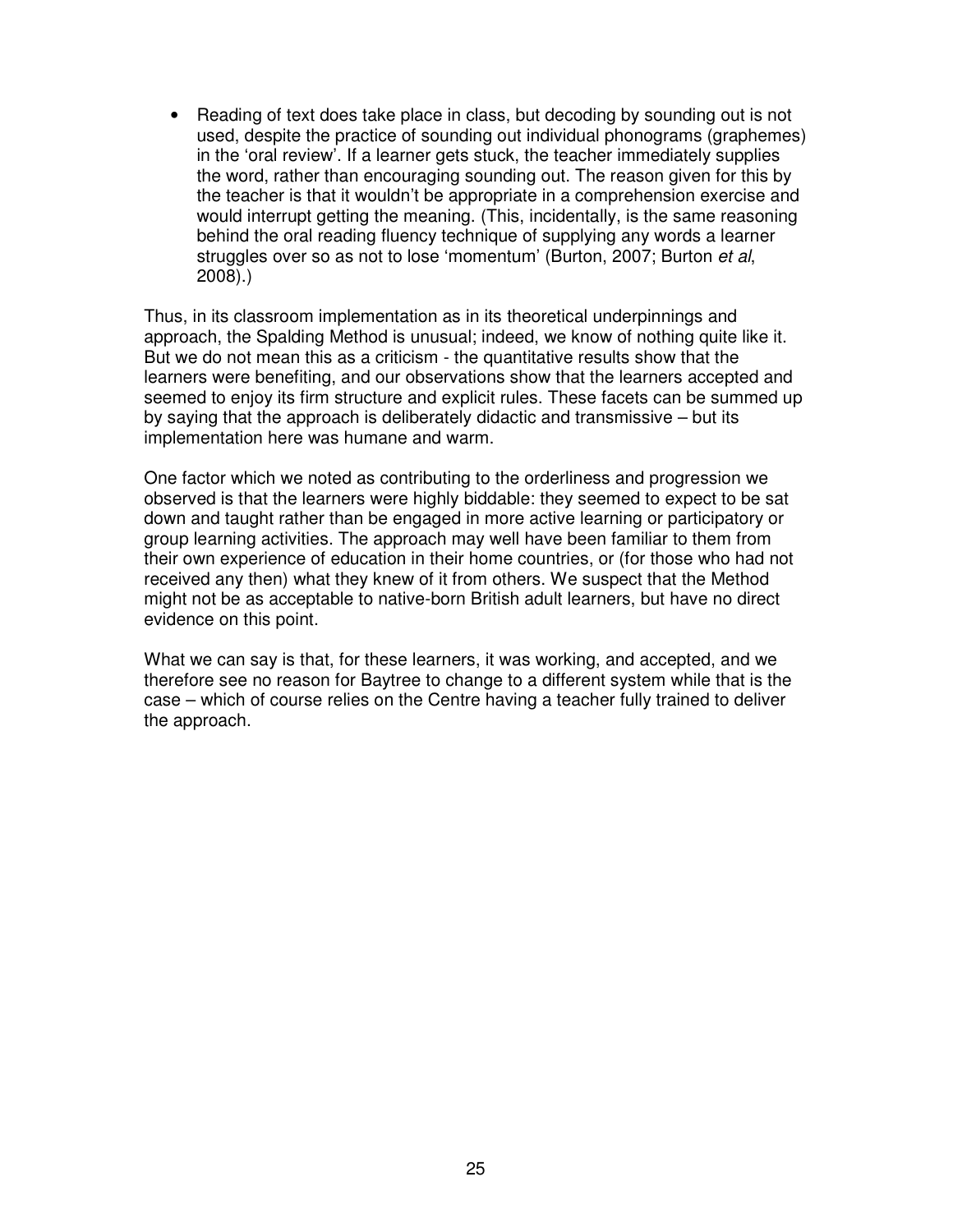- Reading of text does take place in class, but decoding by sounding out is not used, despite the practice of sounding out individual phonograms (graphemes) in the 'oral review'. If a learner gets stuck, the teacher immediately supplies the word, rather than encouraging sounding out. The reason given for this by the teacher is that it wouldn't be appropriate in a comprehension exercise and would interrupt getting the meaning. (This, incidentally, is the same reasoning behind the oral reading fluency technique of supplying any words a learner struggles over so as not to lose 'momentum' (Burton, 2007; Burton *et al*, 2008).)

Thus, in its classroom implementation as in its theoretical underpinnings and approach, the Spalding Method is unusual; indeed, we know of nothing quite like it. But we do not mean this as a criticism - the quantitative results show that the learners were benefiting, and our observations show that the learners accepted and seemed to enjoy its firm structure and explicit rules. These facets can be summed up by saying that the approach is deliberately didactic and transmissive – but its implementation here was humane and warm.

One factor which we noted as contributing to the orderliness and progression we observed is that the learners were highly biddable: they seemed to expect to be sat down and taught rather than be engaged in more active learning or participatory or group learning activities. The approach may well have been familiar to them from their own experience of education in their home countries, or (for those who had not received any then) what they knew of it from others. We suspect that the Method might not be as acceptable to native-born British adult learners, but have no direct evidence on this point.

What we can say is that, for these learners, it was working, and accepted, and we therefore see no reason for Baytree to change to a different system while that is the case – which of course relies on the Centre having a teacher fully trained to deliver the approach.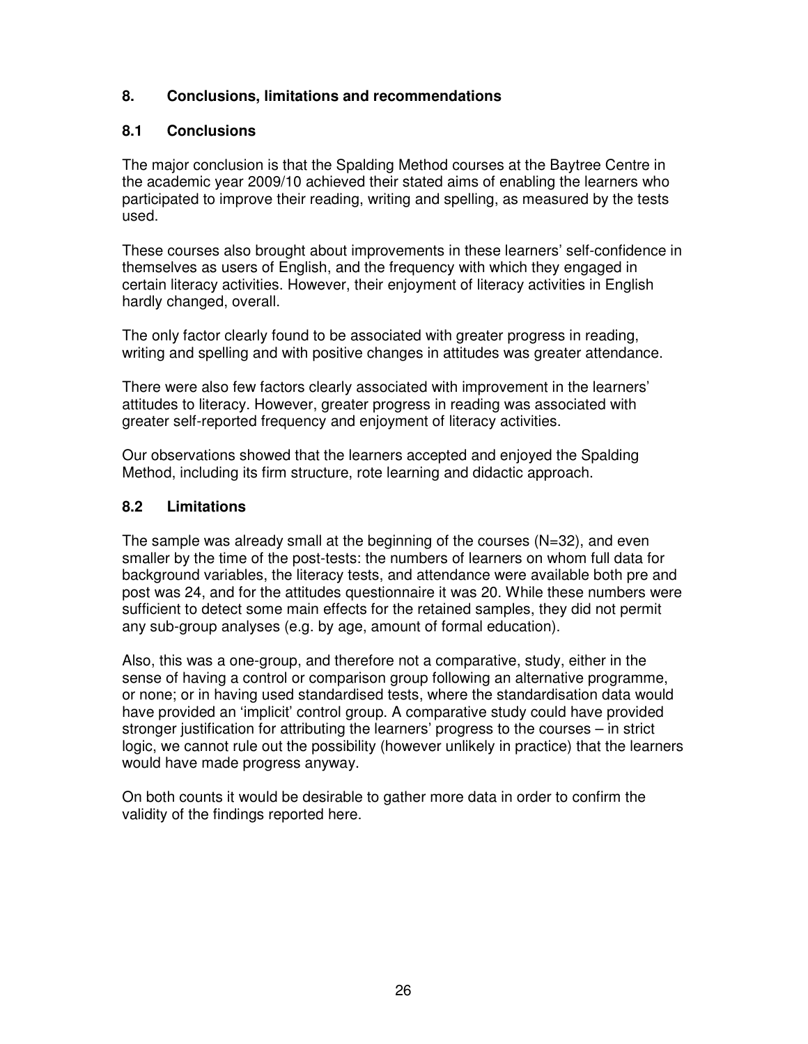## 8. Conclusions, limitations and recommendations

### 8.1 Conclusions

The major conclusion is that the Spalding Method courses at the Baytree Centre in the academic year 2009/10 achieved their stated aims of enabling the learners who participated to improve their reading, writing and spelling, as measured by the tests used.

These courses also brought about improvements in these learners' self-confidence in themselves as users of English, and the frequency with which they engaged in certain literacy activities. However, their enjoyment of literacy activities in English hardly changed, overall.

The only factor clearly found to be associated with greater progress in reading, writing and spelling and with positive changes in attitudes was greater attendance.

There were also few factors clearly associated with improvement in the learners' attitudes to literacy. However, greater progress in reading was associated with greater self-reported frequency and enjoyment of literacy activities.

Our observations showed that the learners accepted and enjoyed the Spalding Method, including its firm structure, rote learning and didactic approach.

### 8.2 Limitations

The sample was already small at the beginning of the courses (N=32), and even smaller by the time of the post-tests: the numbers of learners on whom full data for background variables, the literacy tests, and attendance were available both pre and post was 24, and for the attitudes questionnaire it was 20. While these numbers were sufficient to detect some main effects for the retained samples, they did not permit any sub-group analyses (e.g. by age, amount of formal education).

Also, this was a one-group, and therefore not a comparative, study, either in the sense of having a control or comparison group following an alternative programme, or none; or in having used standardised tests, where the standardisation data would have provided an 'implicit' control group. A comparative study could have provided stronger justification for attributing the learners' progress to the courses – in strict logic, we cannot rule out the possibility (however unlikely in practice) that the learners would have made progress anyway.

On both counts it would be desirable to gather more data in order to confirm the validity of the findings reported here.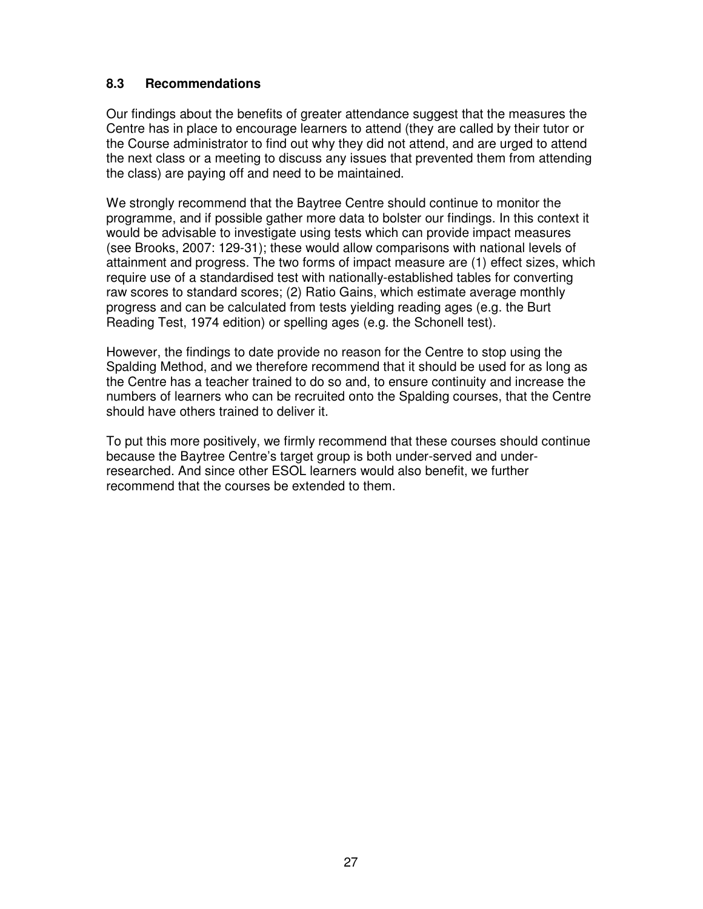### 8.3 Recommendations

Our findings about the benefits of greater attendance suggest that the measures the Centre has in place to encourage learners to attend (they are called by their tutor or the Course administrator to find out why they did not attend, and are urged to attend the next class or a meeting to discuss any issues that prevented them from attending the class) are paying off and need to be maintained.

We strongly recommend that the Baytree Centre should continue to monitor the programme, and if possible gather more data to bolster our findings. In this context it would be advisable to investigate using tests which can provide impact measures (see Brooks, 2007: 129-31); these would allow comparisons with national levels of attainment and progress. The two forms of impact measure are (1) effect sizes, which require use of a standardised test with nationally-established tables for converting raw scores to standard scores; (2) Ratio Gains, which estimate average monthly progress and can be calculated from tests yielding reading ages (e.g. the Burt Reading Test, 1974 edition) or spelling ages (e.g. the Schonell test).

However, the findings to date provide no reason for the Centre to stop using the Spalding Method, and we therefore recommend that it should be used for as long as the Centre has a teacher trained to do so and, to ensure continuity and increase the numbers of learners who can be recruited onto the Spalding courses, that the Centre should have others trained to deliver it.

To put this more positively, we firmly recommend that these courses should continue because the Baytree Centre's target group is both under-served and under-researched. And since other ESOL learners would also benefit, we further recommend that the courses be extended to them.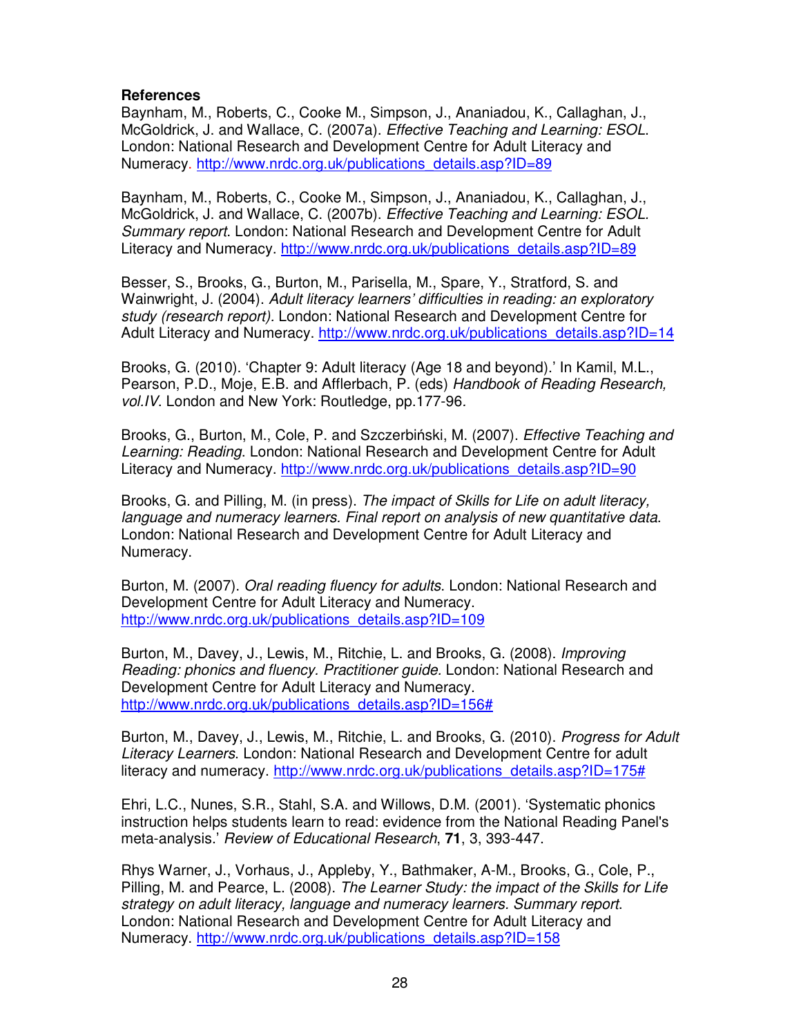**References**

Baynham, M., Roberts, C., Cooke M., Simpson, J., Ananiadou, K., Callaghan, J., McGoldrick, J. and Wallace, C. (2007a). *Effective Teaching and Learning: ESOL*. London: National Research and Development Centre for Adult Literacy and Numeracy. http://www.nrdc.org.uk/publications_details.asp?ID=89

Baynham, M., Roberts, C., Cooke M., Simpson, J., Ananiadou, K., Callaghan, J., McGoldrick, J. and Wallace, C. (2007b). *Effective Teaching and Learning: ESOL. Summary report*. London: National Research and Development Centre for Adult Literacy and Numeracy. http://www.nrdc.org.uk/publications_details.asp?ID=89

Besser, S., Brooks, G., Burton, M., Parisella, M., Spare, Y., Stratford, S. and Wainwright, J. (2004). *Adult literacy learners' difficulties in reading: an exploratory study (research report).* London: National Research and Development Centre for Adult Literacy and Numeracy. http://www.nrdc.org.uk/publications_details.asp?ID=14

Brooks, G. (2010). 'Chapter 9: Adult literacy (Age 18 and beyond).' In Kamil, M.L., Pearson, P.D., Moje, E.B. and Afflerbach, P. (eds) *Handbook of Reading Research, vol.IV*. London and New York: Routledge, pp.177-96.

Brooks, G., Burton, M., Cole, P. and Szczerbiński, M. (2007). *Effective Teaching and Learning: Reading*. London: National Research and Development Centre for Adult Literacy and Numeracy. http://www.nrdc.org.uk/publications_details.asp?ID=90

Brooks, G. and Pilling, M. (in press). *The impact of Skills for Life on adult literacy, language and numeracy learners. Final report on analysis of new quantitative data*. London: National Research and Development Centre for Adult Literacy and Numeracy.

Burton, M. (2007). *Oral reading fluency for adults*. London: National Research and Development Centre for Adult Literacy and Numeracy. http://www.nrdc.org.uk/publications_details.asp?ID=109

Burton, M., Davey, J., Lewis, M., Ritchie, L. and Brooks, G. (2008). *Improving Reading: phonics and fluency. Practitioner guide.* London: National Research and Development Centre for Adult Literacy and Numeracy. http://www.nrdc.org.uk/publications_details.asp?ID=156#

Burton, M., Davey, J., Lewis, M., Ritchie, L. and Brooks, G. (2010). *Progress for Adult Literacy Learners*. London: National Research and Development Centre for adult literacy and numeracy. http://www.nrdc.org.uk/publications_details.asp?ID=175#

Ehri, L.C., Nunes, S.R., Stahl, S.A. and Willows, D.M. (2001). 'Systematic phonics instruction helps students learn to read: evidence from the National Reading Panel's meta-analysis.' *Review of Educational Research*, **71**, 3, 393-447.

Rhys Warner, J., Vorhaus, J., Appleby, Y., Bathmaker, A-M., Brooks, G., Cole, P., Pilling, M. and Pearce, L. (2008). *The Learner Study: the impact of the Skills for Life strategy on adult literacy, language and numeracy learners. Summary report*. London: National Research and Development Centre for Adult Literacy and Numeracy. http://www.nrdc.org.uk/publications_details.asp?ID=158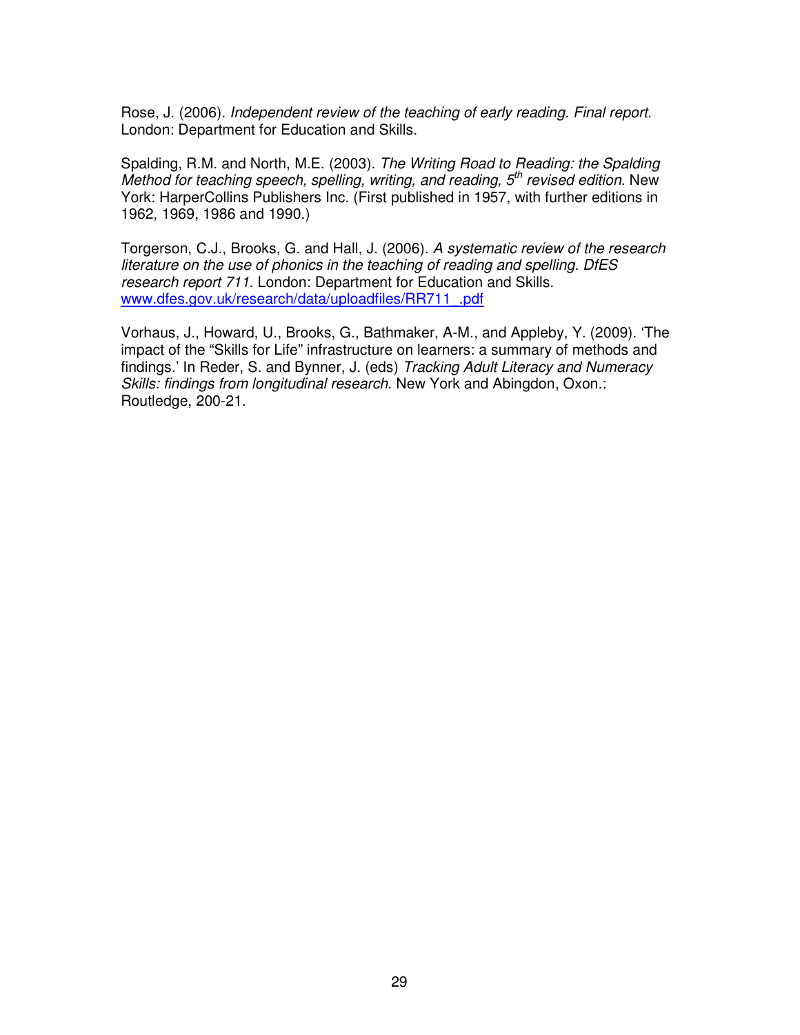Rose, J. (2006). *Independent review of the teaching of early reading. Final report*. London: Department for Education and Skills.

Spalding, R.M. and North, M.E. (2003). *The Writing Road to Reading: the Spalding Method for teaching speech, spelling, writing, and reading, 5th revised edition*. New York: HarperCollins Publishers Inc. (First published in 1957, with further editions in 1962, 1969, 1986 and 1990.)

Torgerson, C.J., Brooks, G. and Hall, J. (2006). *A systematic review of the research literature on the use of phonics in the teaching of reading and spelling. DfES research report 711.* London: Department for Education and Skills. www.dfes.gov.uk/research/data/uploadfiles/RR711_.pdf

Vorhaus, J., Howard, U., Brooks, G., Bathmaker, A-M., and Appleby, Y. (2009). 'The impact of the "Skills for Life" infrastructure on learners: a summary of methods and findings.' In Reder, S. and Bynner, J. (eds) *Tracking Adult Literacy and Numeracy Skills: findings from longitudinal research*. New York and Abingdon, Oxon.: Routledge, 200-21.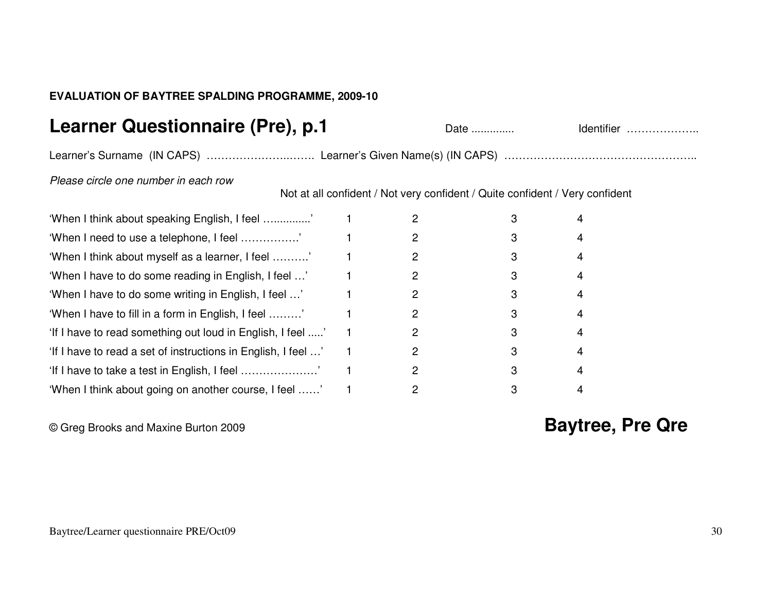**EVALUATION OF BAYTREE SPALDING PROGRAMME, 2009-10**

# Learner Questionnaire (Pre), p.1

Date .............   Identifier ………………..

Learner's Surname (IN CAPS) ……………………..…….. Learner's Given Name(s) (IN CAPS) ……………………………………………..

*Please circle one number in each row*

| | Not at all confident | Not very confident | Quite confident | Very confident |
|---|---|---|---|---|
| 'When I think about speaking English, I feel …............' | 1 | 2 | 3 | 4 |
| 'When I need to use a telephone, I feel …………….' | 1 | 2 | 3 | 4 |
| 'When I think about myself as a learner, I feel ……….' | 1 | 2 | 3 | 4 |
| 'When I have to do some reading in English, I feel …' | 1 | 2 | 3 | 4 |
| 'When I have to do some writing in English, I feel …' | 1 | 2 | 3 | 4 |
| 'When I have to fill in a form in English, I feel ………' | 1 | 2 | 3 | 4 |
| 'If I have to read something out loud in English, I feel .....' | 1 | 2 | 3 | 4 |
| 'If I have to read a set of instructions in English, I feel …' | 1 | 2 | 3 | 4 |
| 'If I have to take a test in English, I feel …………………' | 1 | 2 | 3 | 4 |
| 'When I think about going on another course, I feel ……' | 1 | 2 | 3 | 4 |

© Greg Brooks and Maxine Burton 2009

**Baytree, Pre Qre**

Baytree/Learner questionnaire PRE/Oct09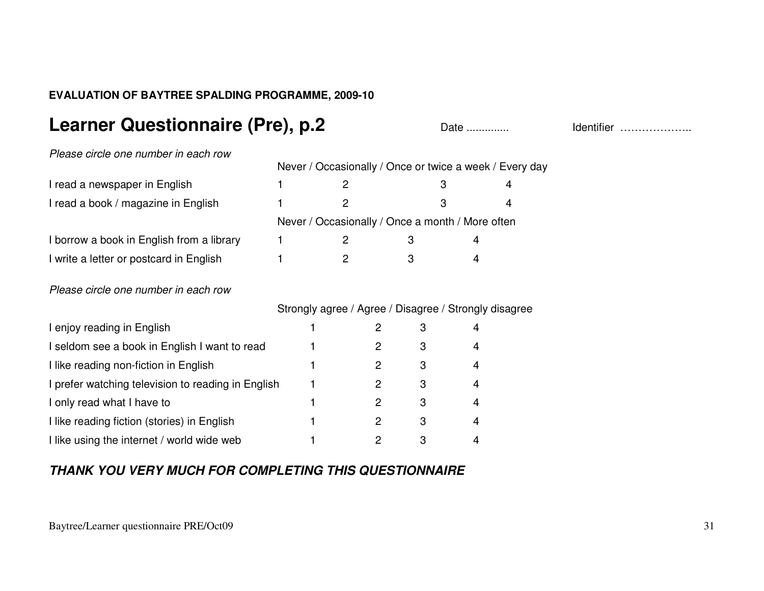**EVALUATION OF BAYTREE SPALDING PROGRAMME, 2009-10**

# Learner Questionnaire (Pre), p.2

Date ............. Identifier ………………..

*Please circle one number in each row*

| | Never | Occasionally | Once or twice a week | Every day |
|---|---|---|---|---|
| I read a newspaper in English | 1 | 2 | 3 | 4 |
| I read a book / magazine in English | 1 | 2 | 3 | 4 |

| | Never | Occasionally | Once a month | More often |
|---|---|---|---|---|
| I borrow a book in English from a library | 1 | 2 | 3 | 4 |
| I write a letter or postcard in English | 1 | 2 | 3 | 4 |

*Please circle one number in each row*

| | Strongly agree | Agree | Disagree | Strongly disagree |
|---|---|---|---|---|
| I enjoy reading in English | 1 | 2 | 3 | 4 |
| I seldom see a book in English I want to read | 1 | 2 | 3 | 4 |
| I like reading non-fiction in English | 1 | 2 | 3 | 4 |
| I prefer watching television to reading in English | 1 | 2 | 3 | 4 |
| I only read what I have to | 1 | 2 | 3 | 4 |
| I like reading fiction (stories) in English | 1 | 2 | 3 | 4 |
| I like using the internet / world wide web | 1 | 2 | 3 | 4 |

***THANK YOU VERY MUCH FOR COMPLETING THIS QUESTIONNAIRE***